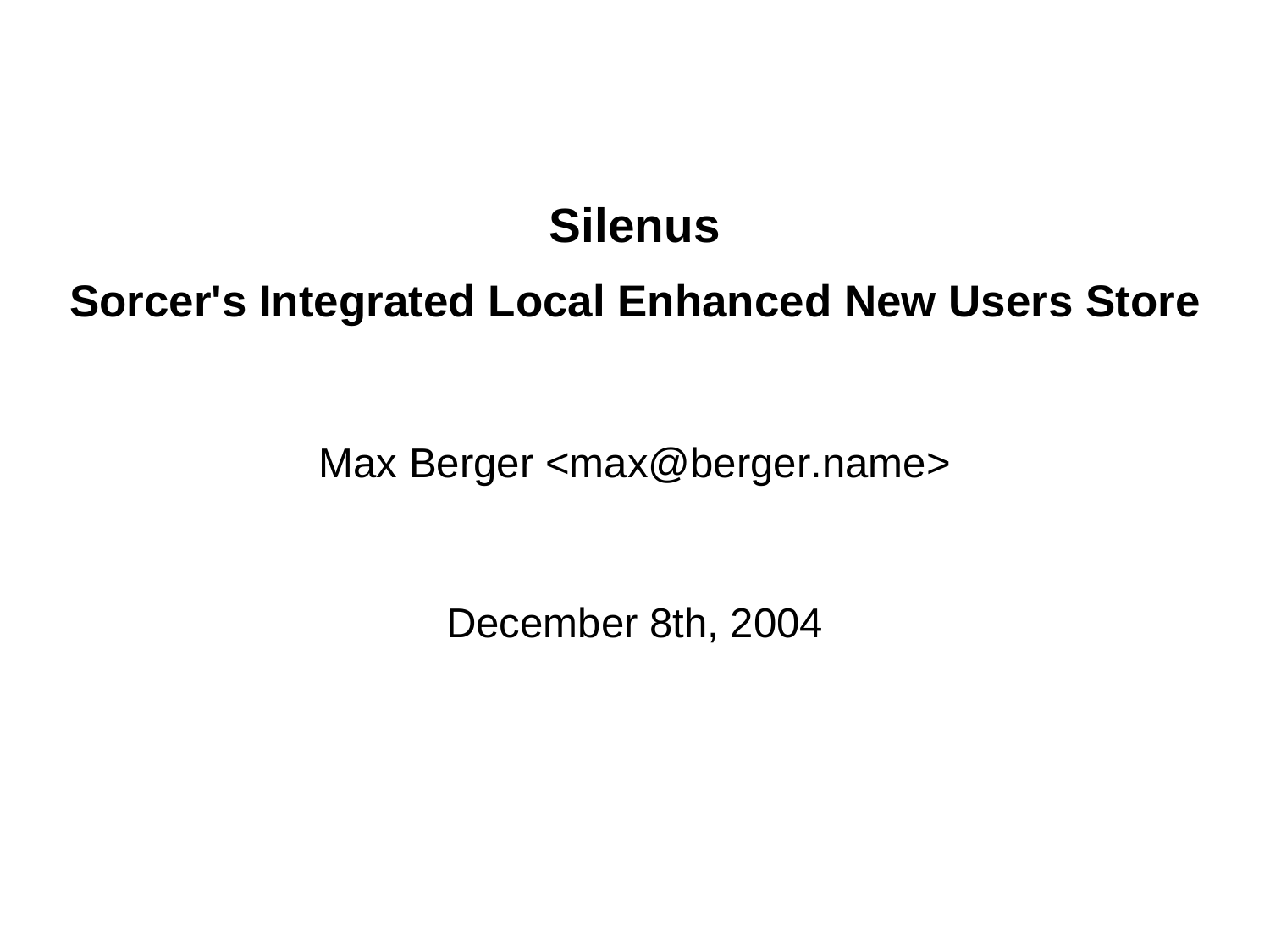# Silenus

## Sorcer's Integrated Local Enhanced New Users Store

Max Berger <max@berger.name>

December 8th, 2004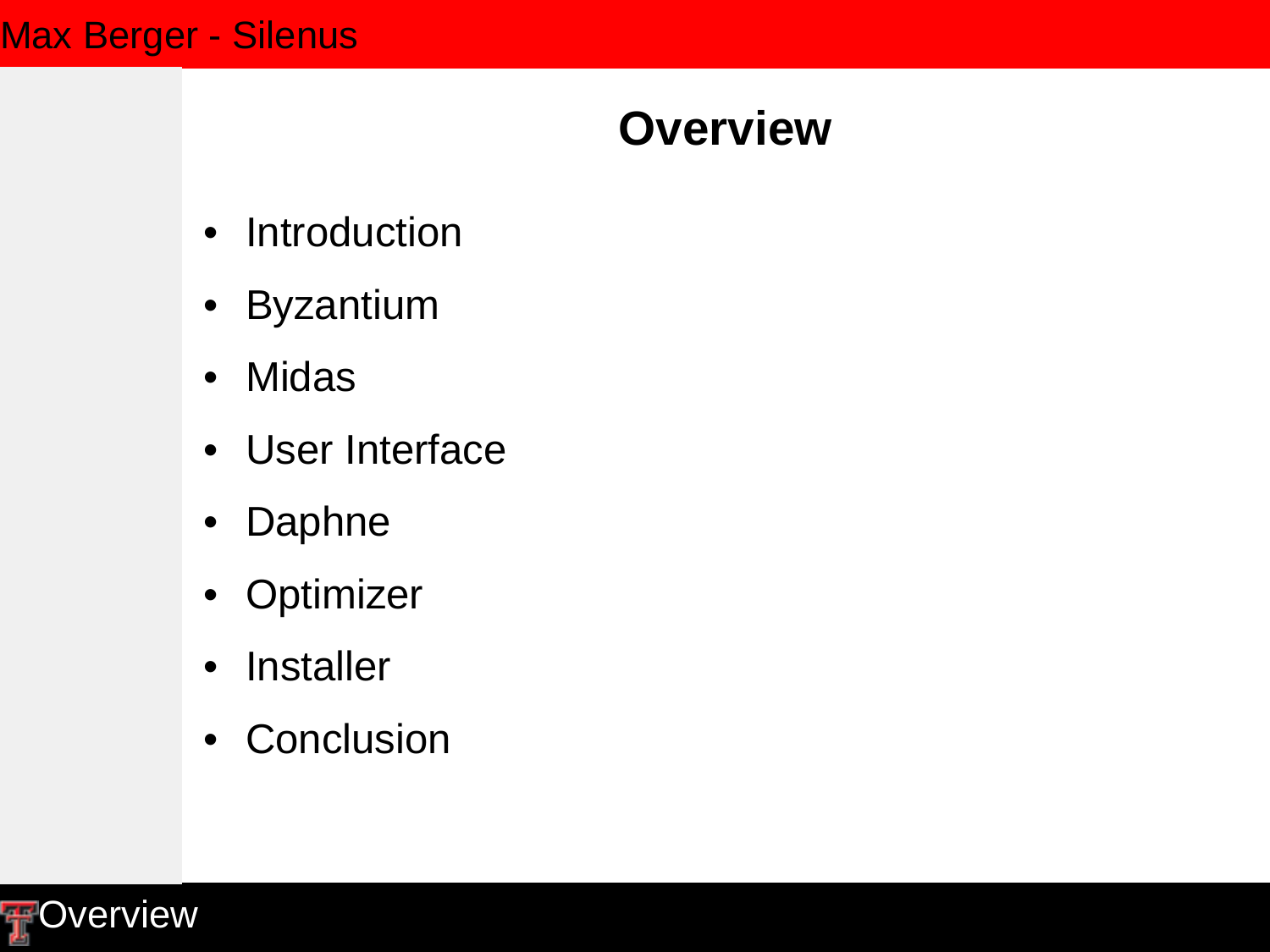# Overview

- Introduction
- Byzantium
- Midas
- User Interface
- Daphne
- Optimizer
- Installer
- Conclusion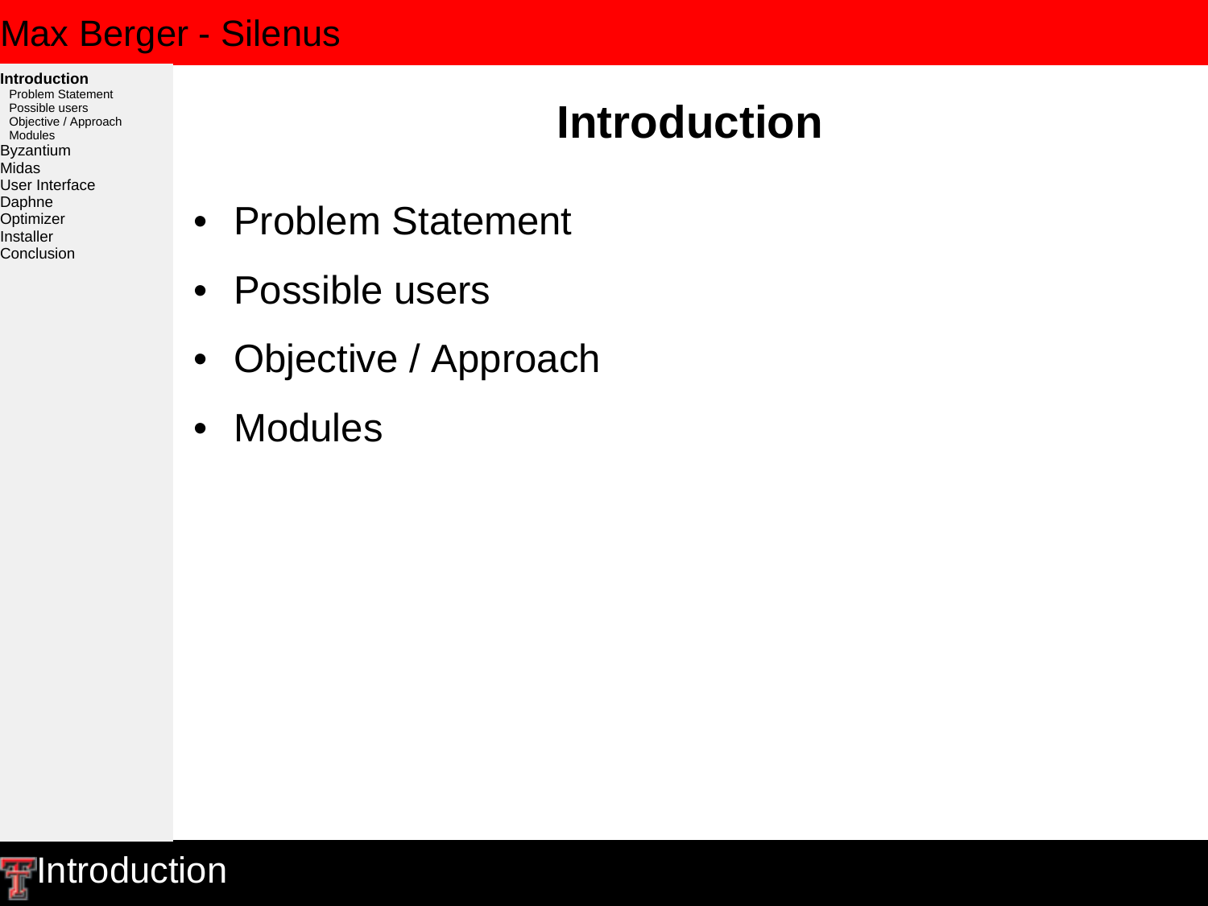# Introduction

- Problem Statement
- Possible users
- Objective / Approach
- Modules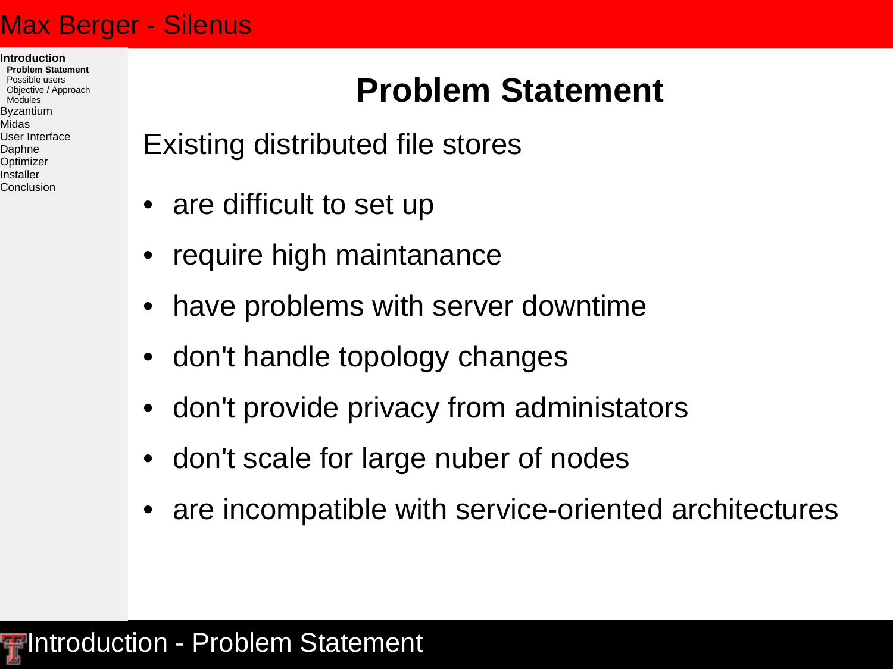# Problem Statement

Existing distributed file stores

- are difficult to set up
- require high maintanance
- have problems with server downtime
- don't handle topology changes
- don't provide privacy from administators
- don't scale for large nuber of nodes
- are incompatible with service-oriented architectures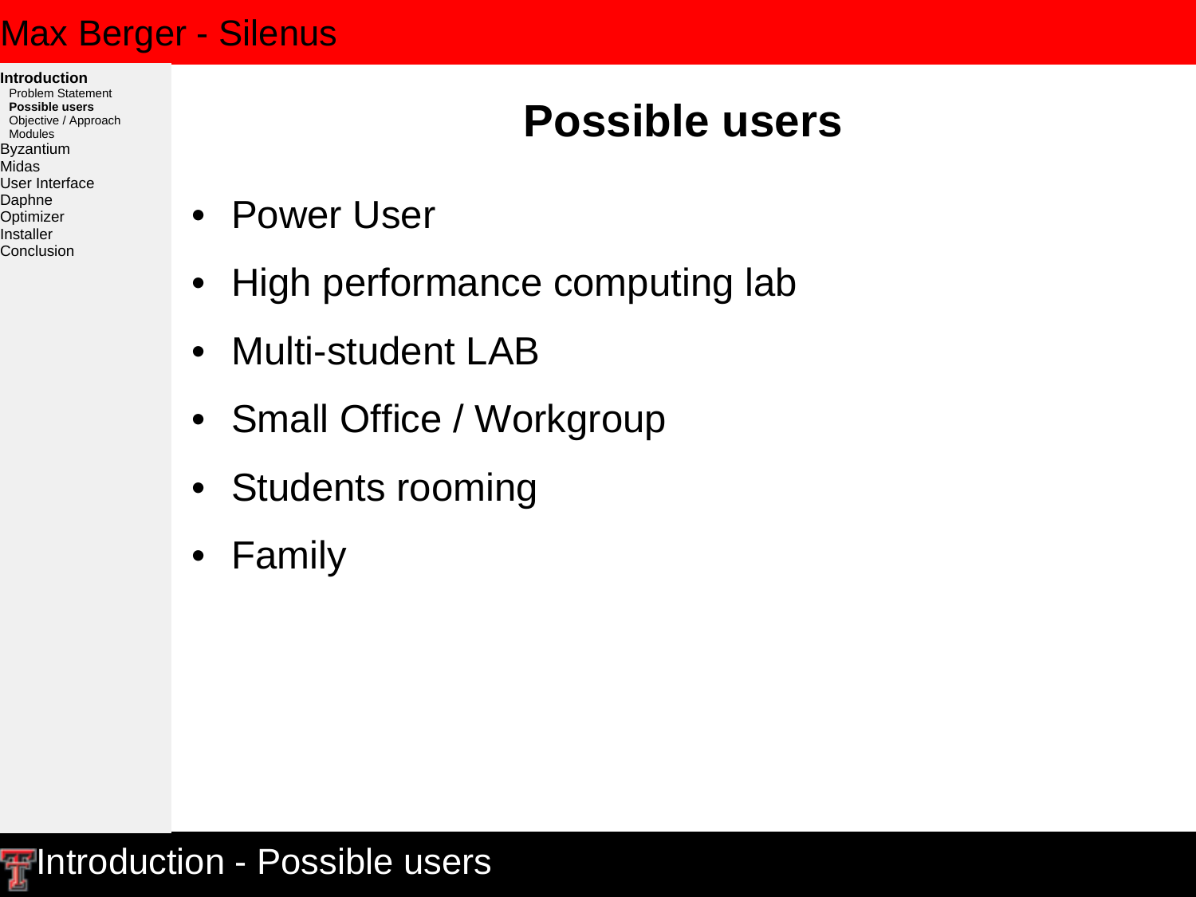# Possible users

- Power User
- High performance computing lab
- Multi-student LAB
- Small Office / Workgroup
- Students rooming
- Family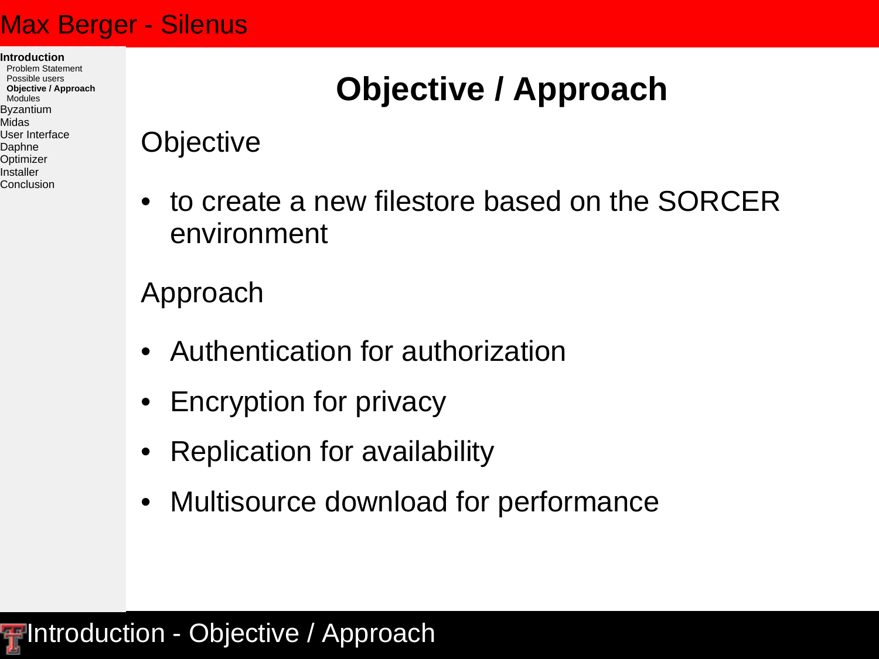# Objective / Approach

## Objective

- to create a new filestore based on the SORCER environment

## Approach

- Authentication for authorization
- Encryption for privacy
- Replication for availability
- Multisource download for performance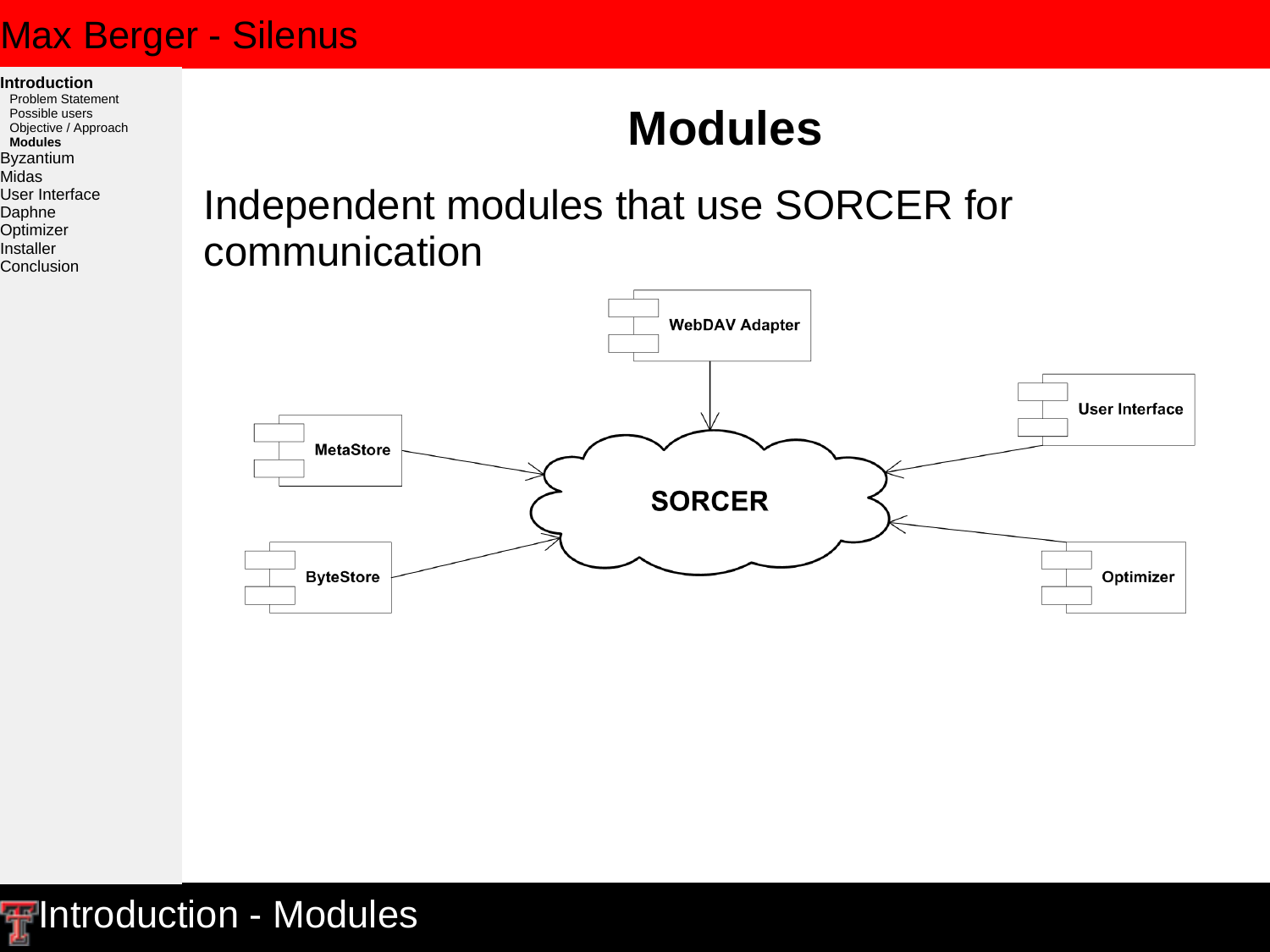# Modules

Independent modules that use SORCER for communication

WebDAV Adapter

MetaStore

User Interface

SORCER

ByteStore

Optimizer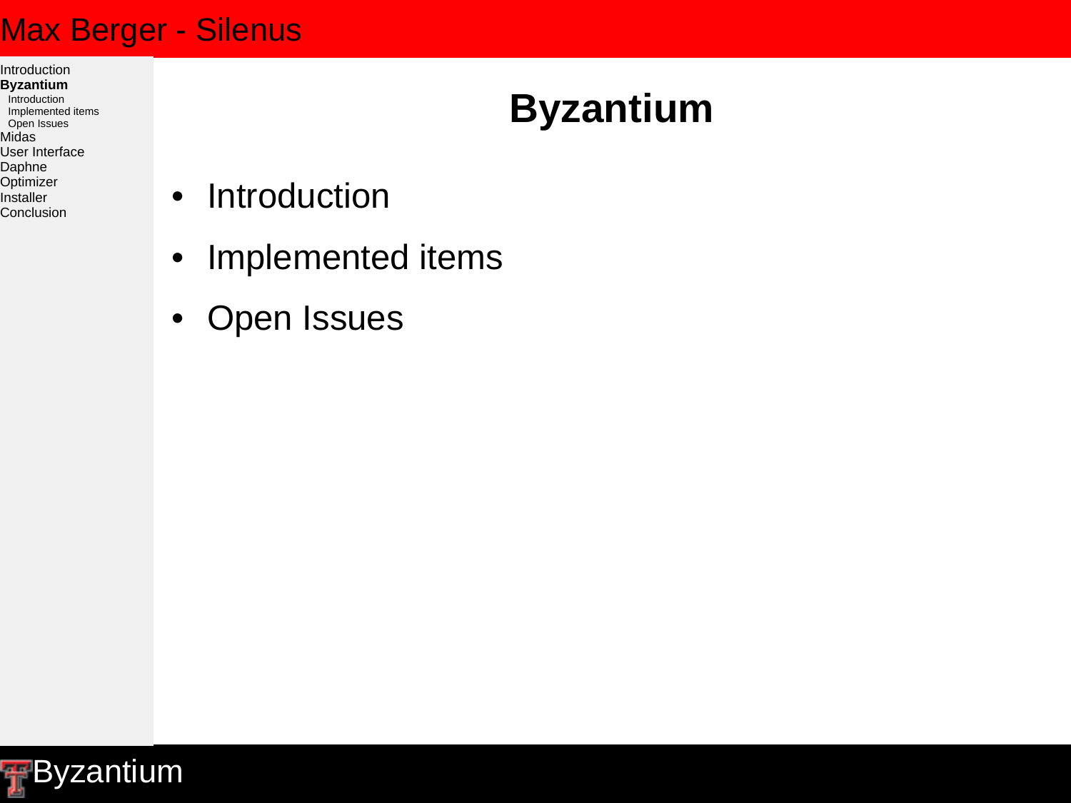# Byzantium

- Introduction
- Implemented items
- Open Issues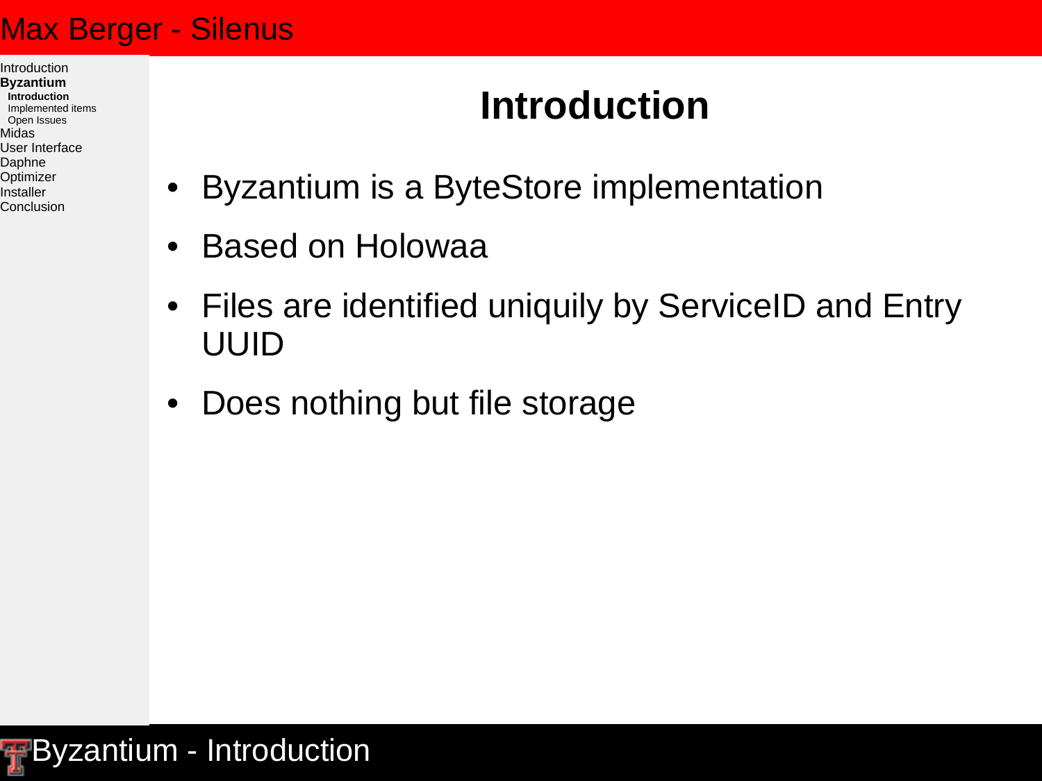# Introduction

- Byzantium is a ByteStore implementation
- Based on Holowaa
- Files are identified uniquily by ServiceID and Entry UUID
- Does nothing but file storage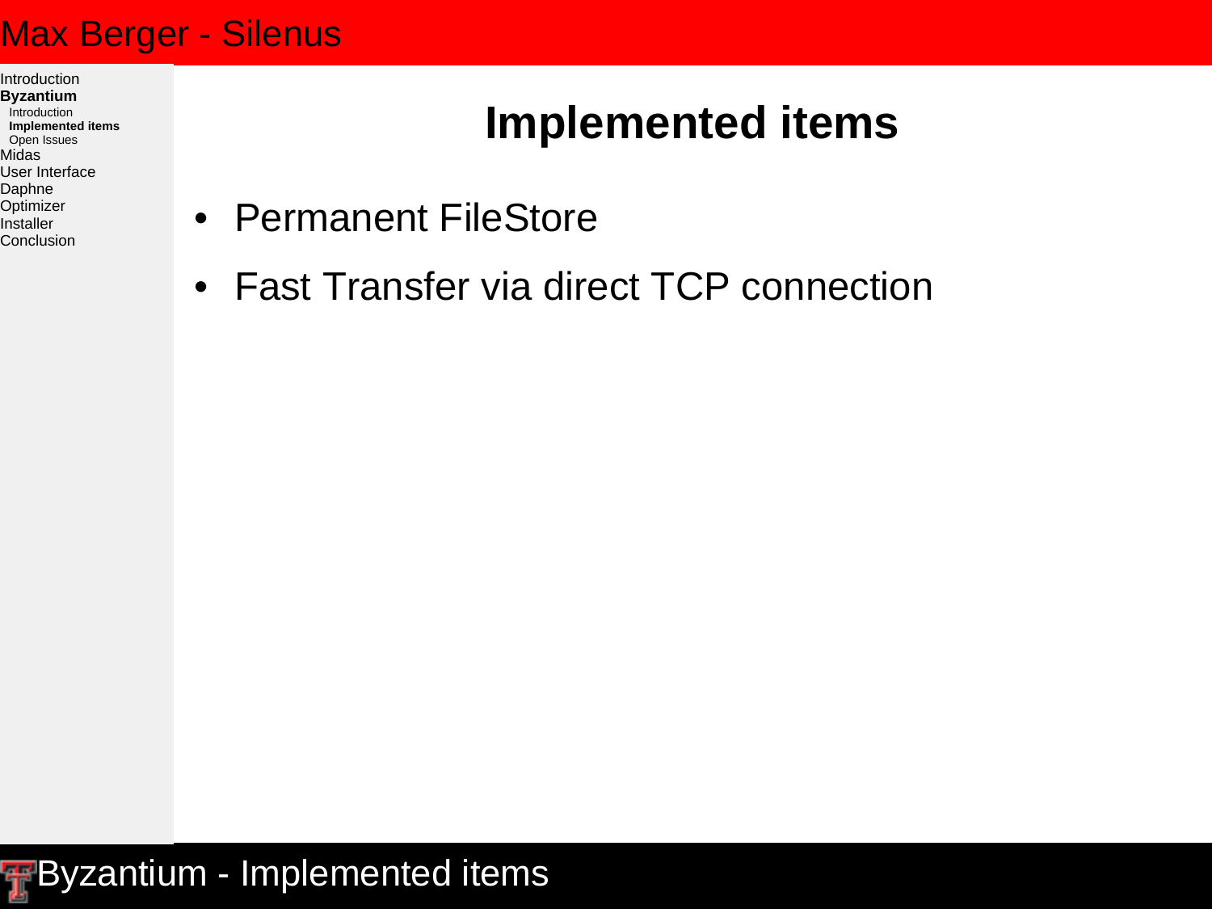# Implemented items

- Permanent FileStore
- Fast Transfer via direct TCP connection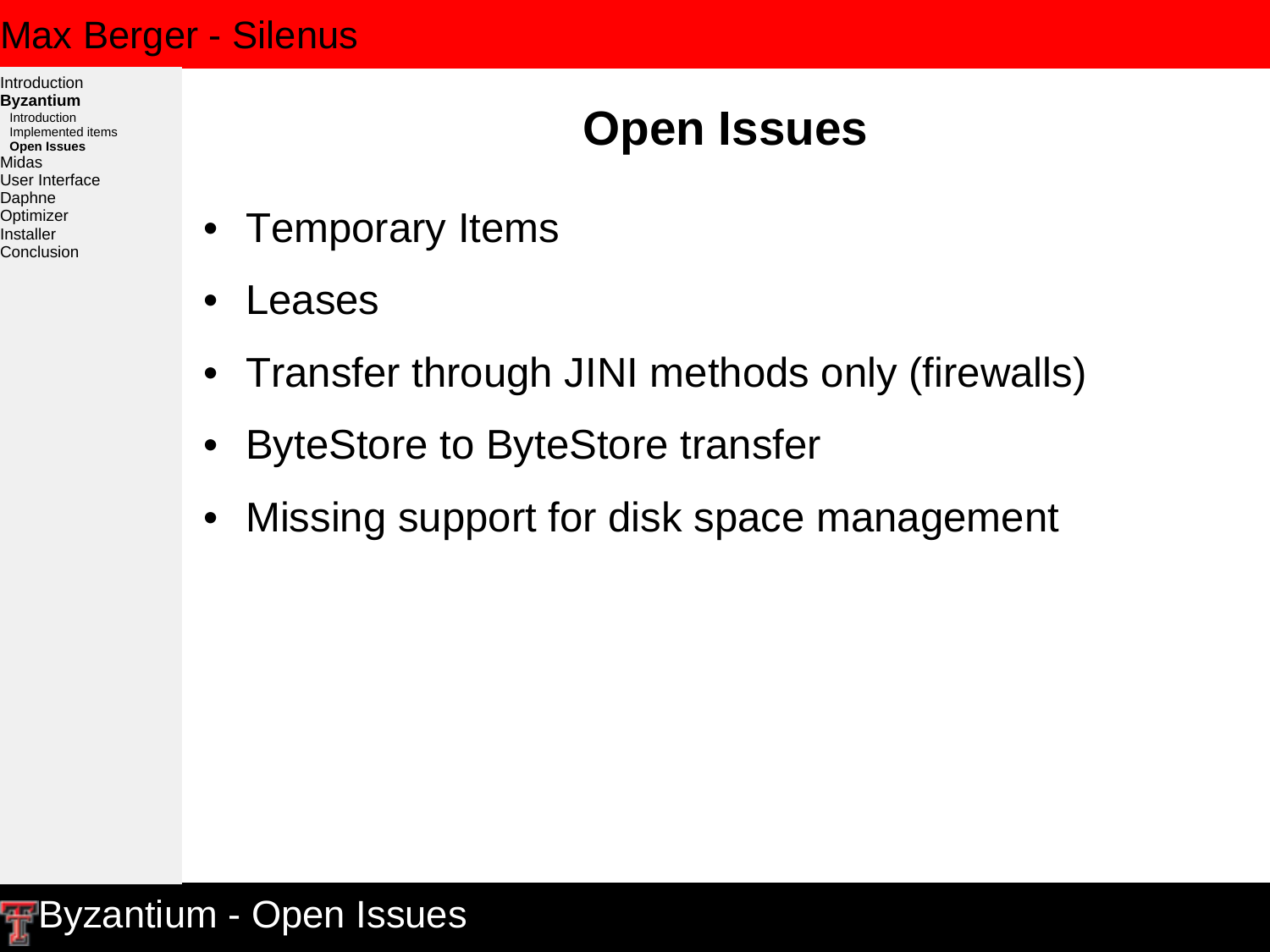# Open Issues

- Temporary Items
- Leases
- Transfer through JINI methods only (firewalls)
- ByteStore to ByteStore transfer
- Missing support for disk space management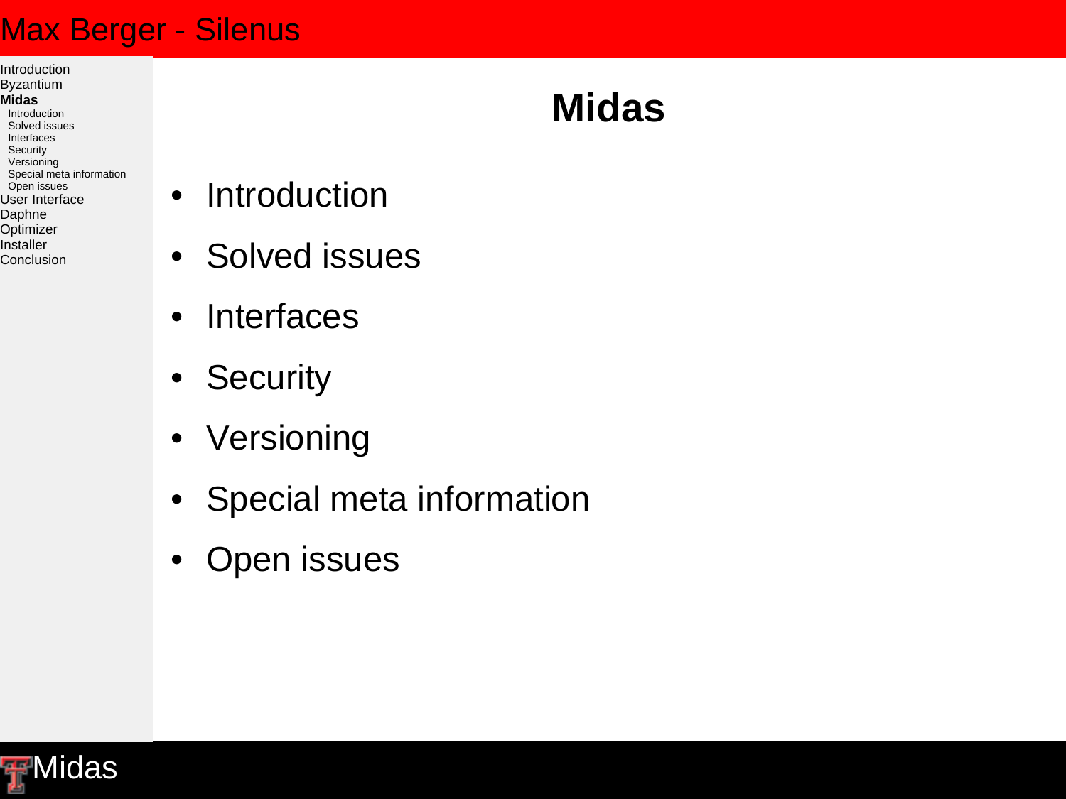# Midas

- Introduction
- Solved issues
- Interfaces
- Security
- Versioning
- Special meta information
- Open issues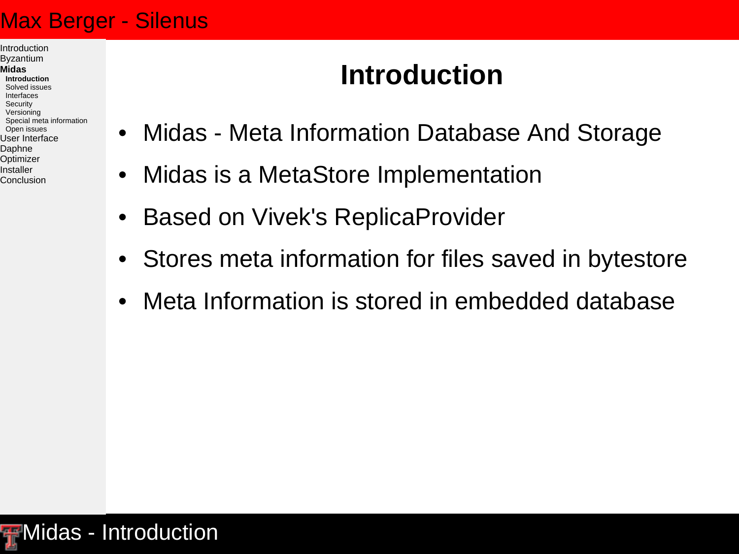# Introduction

- Midas - Meta Information Database And Storage
- Midas is a MetaStore Implementation
- Based on Vivek's ReplicaProvider
- Stores meta information for files saved in bytestore
- Meta Information is stored in embedded database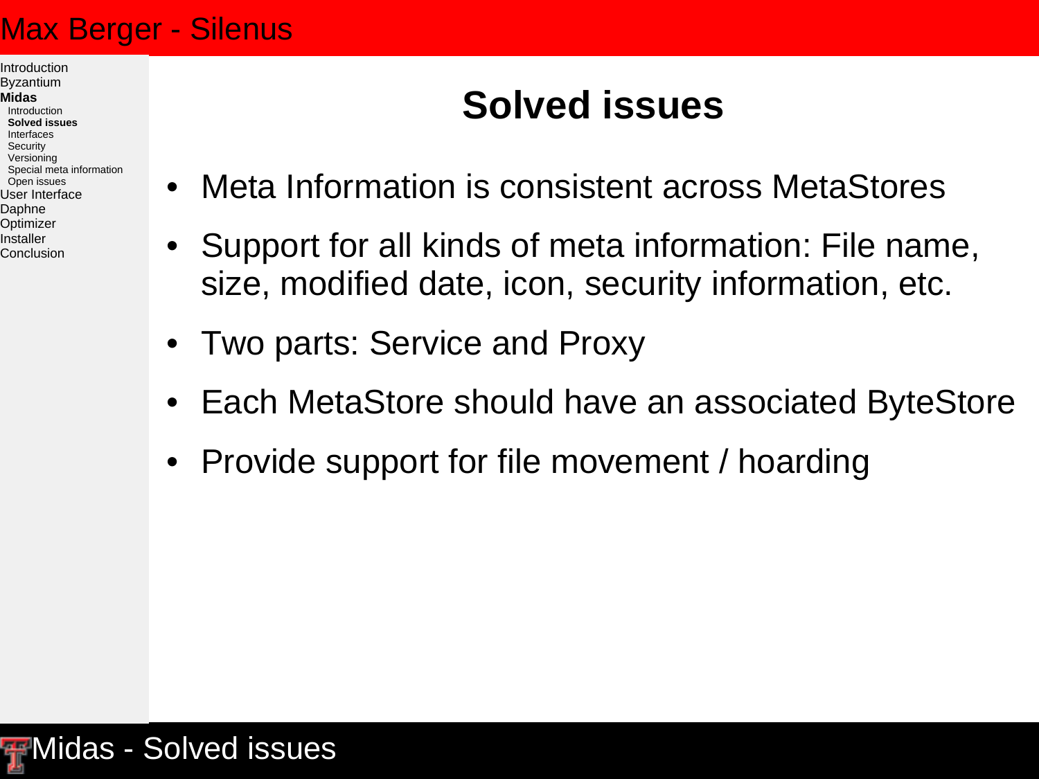# Solved issues

- Meta Information is consistent across MetaStores
- Support for all kinds of meta information: File name, size, modified date, icon, security information, etc.
- Two parts: Service and Proxy
- Each MetaStore should have an associated ByteStore
- Provide support for file movement / hoarding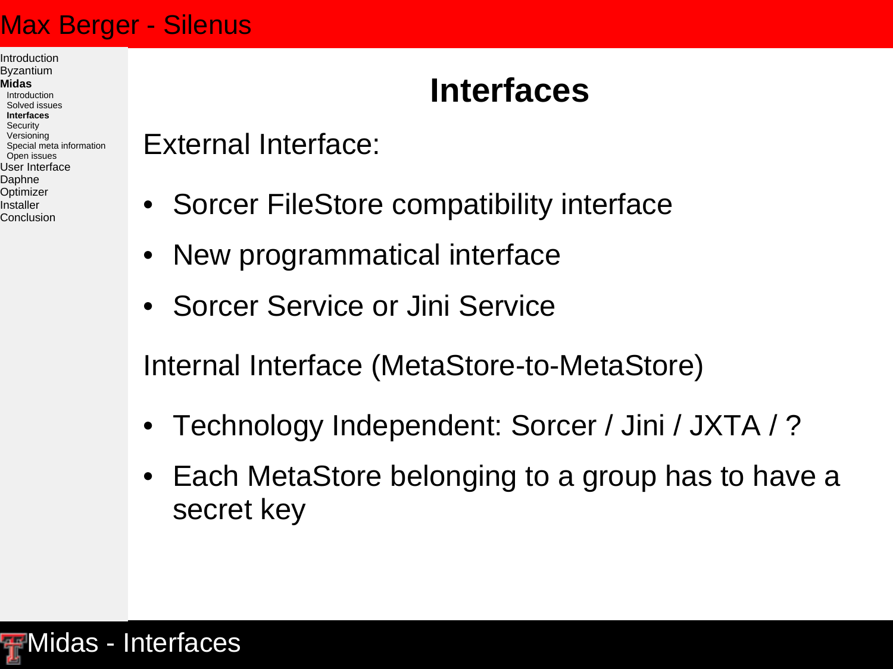# Interfaces

External Interface:

- Sorcer FileStore compatibility interface
- New programmatical interface
- Sorcer Service or Jini Service

Internal Interface (MetaStore-to-MetaStore)

- Technology Independent: Sorcer / Jini / JXTA / ?
- Each MetaStore belonging to a group has to have a secret key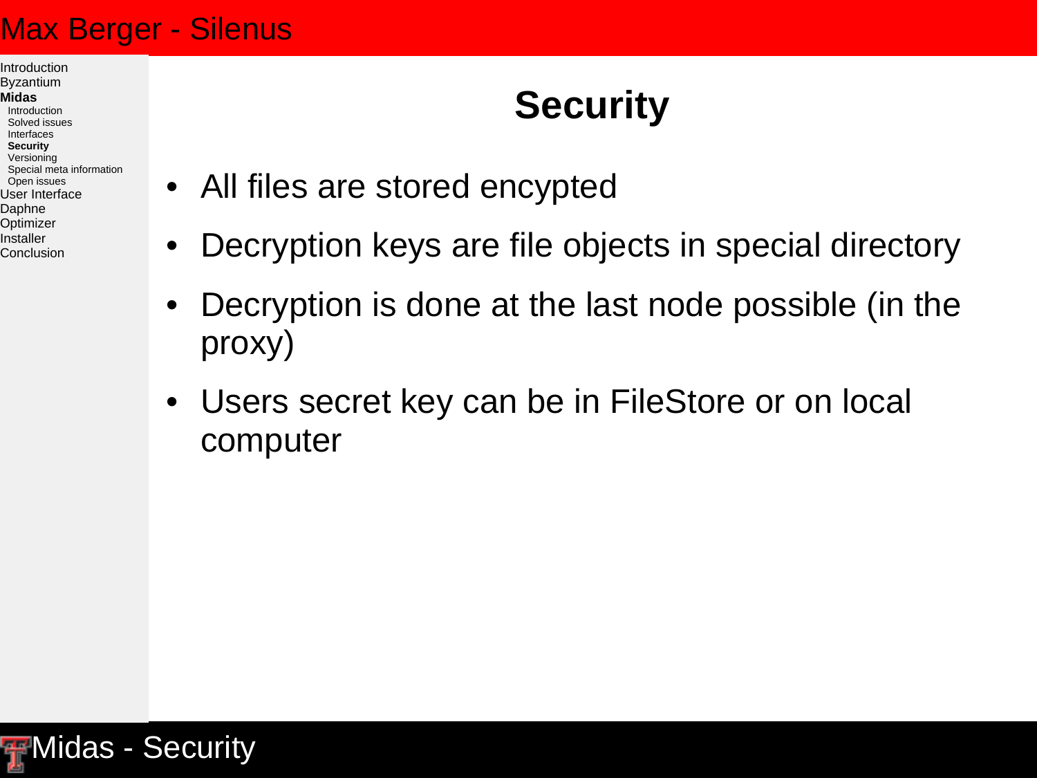# Security

- All files are stored encypted
- Decryption keys are file objects in special directory
- Decryption is done at the last node possible (in the proxy)
- Users secret key can be in FileStore or on local computer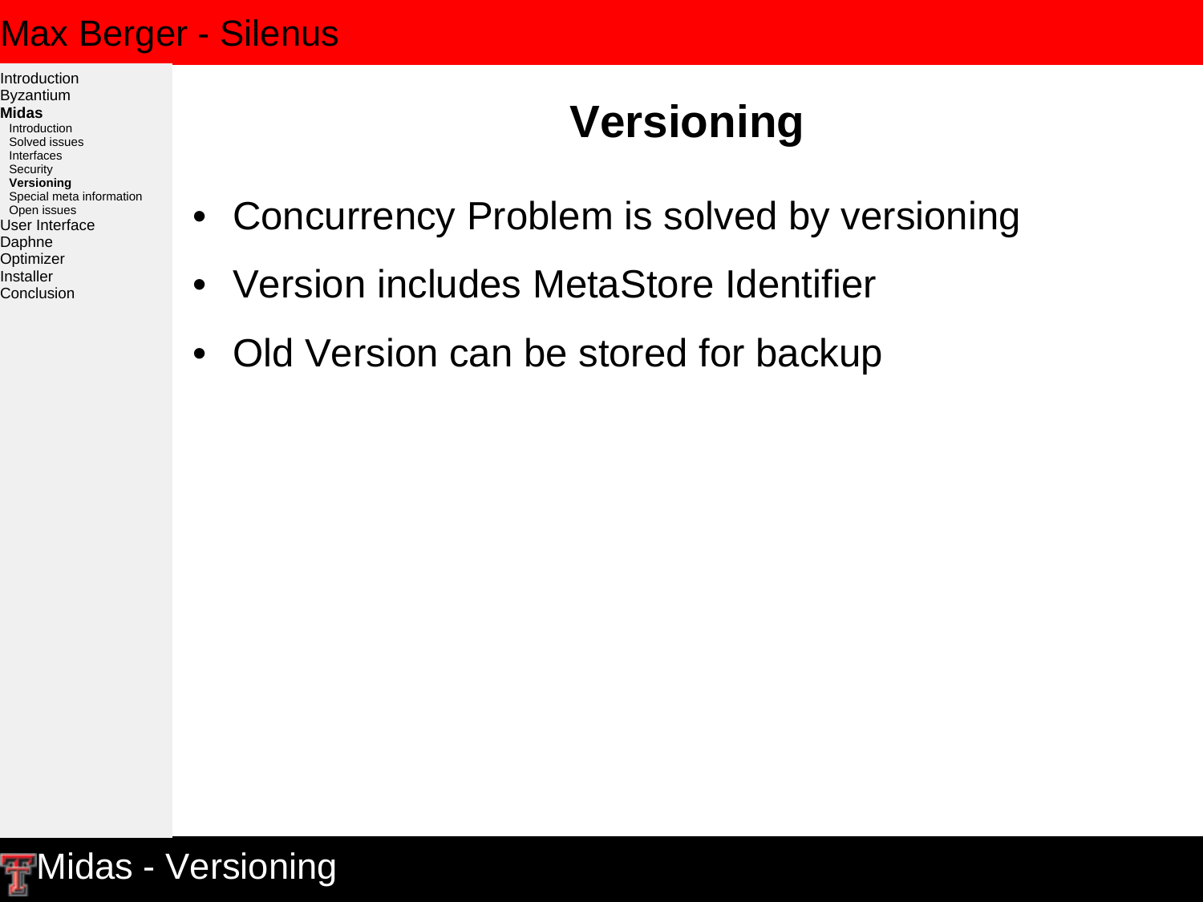# Versioning

- Concurrency Problem is solved by versioning
- Version includes MetaStore Identifier
- Old Version can be stored for backup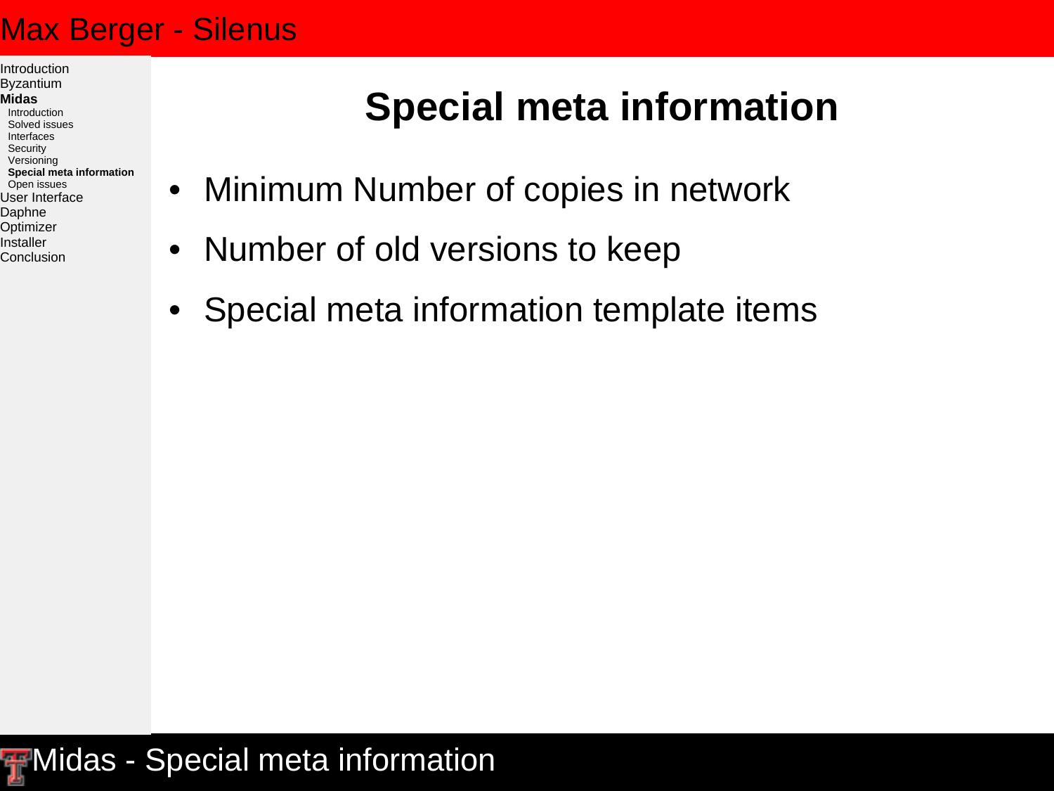# Special meta information

- Minimum Number of copies in network
- Number of old versions to keep
- Special meta information template items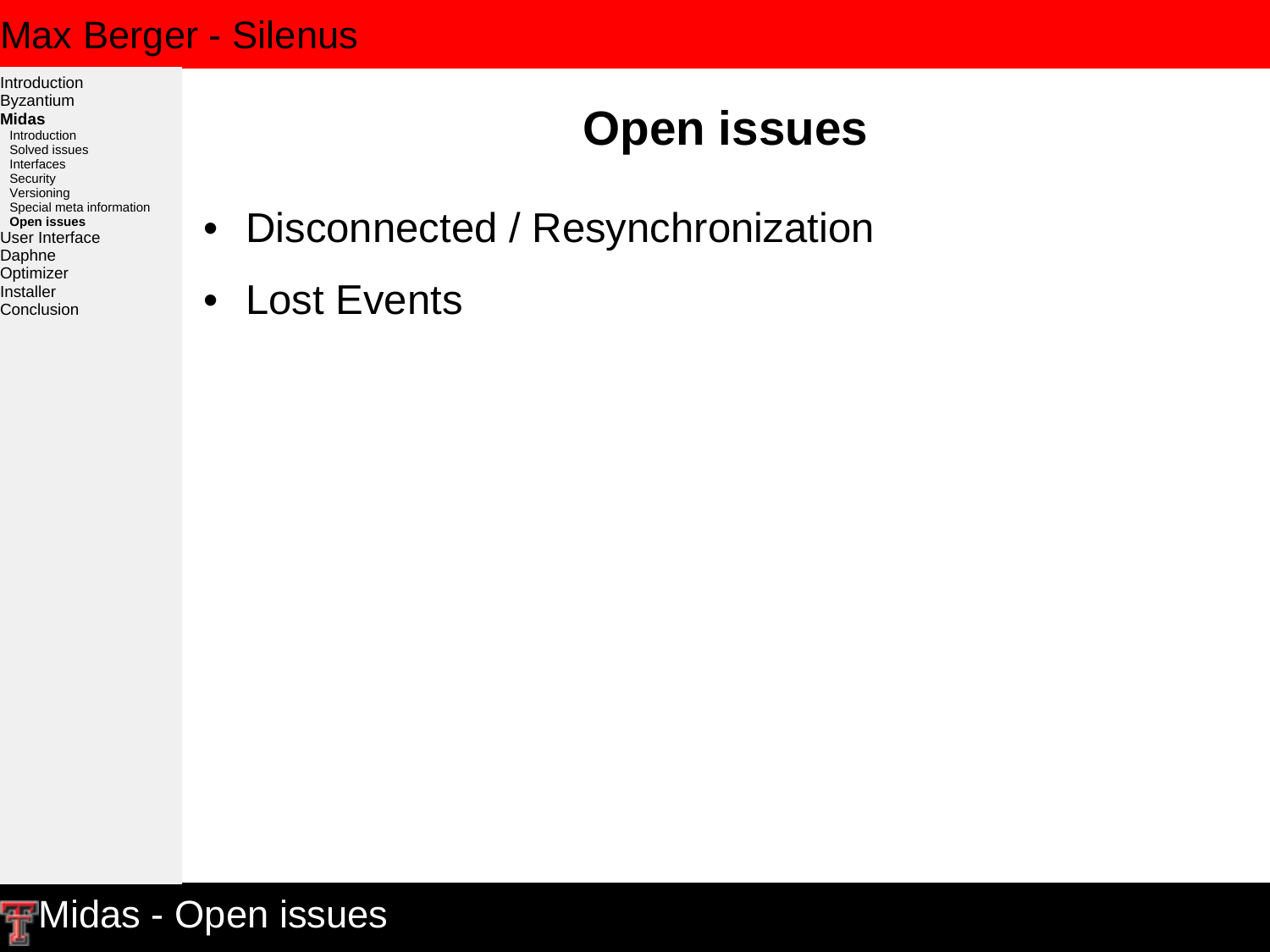# Open issues

- Disconnected / Resynchronization
- Lost Events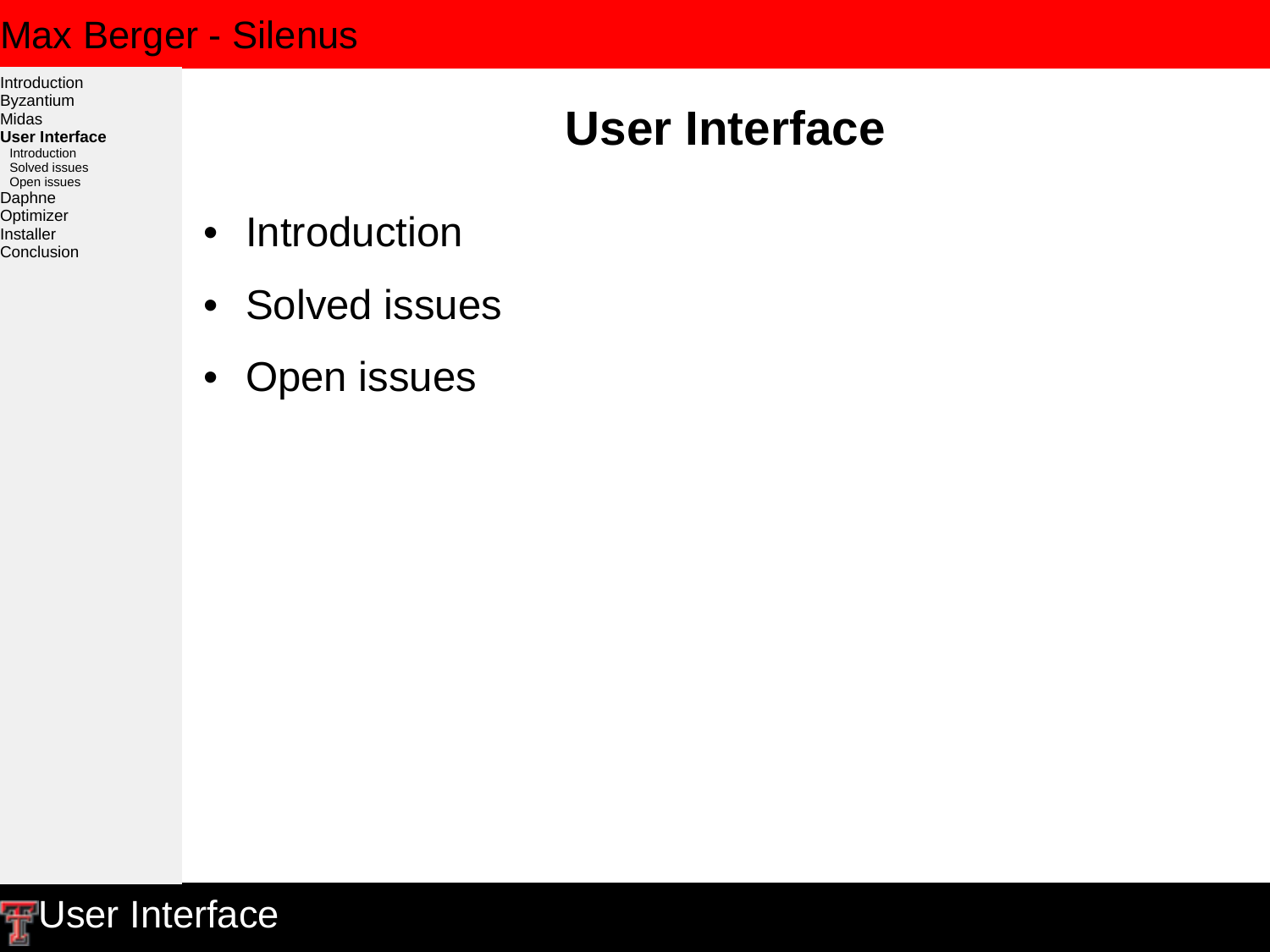# User Interface

- Introduction
- Solved issues
- Open issues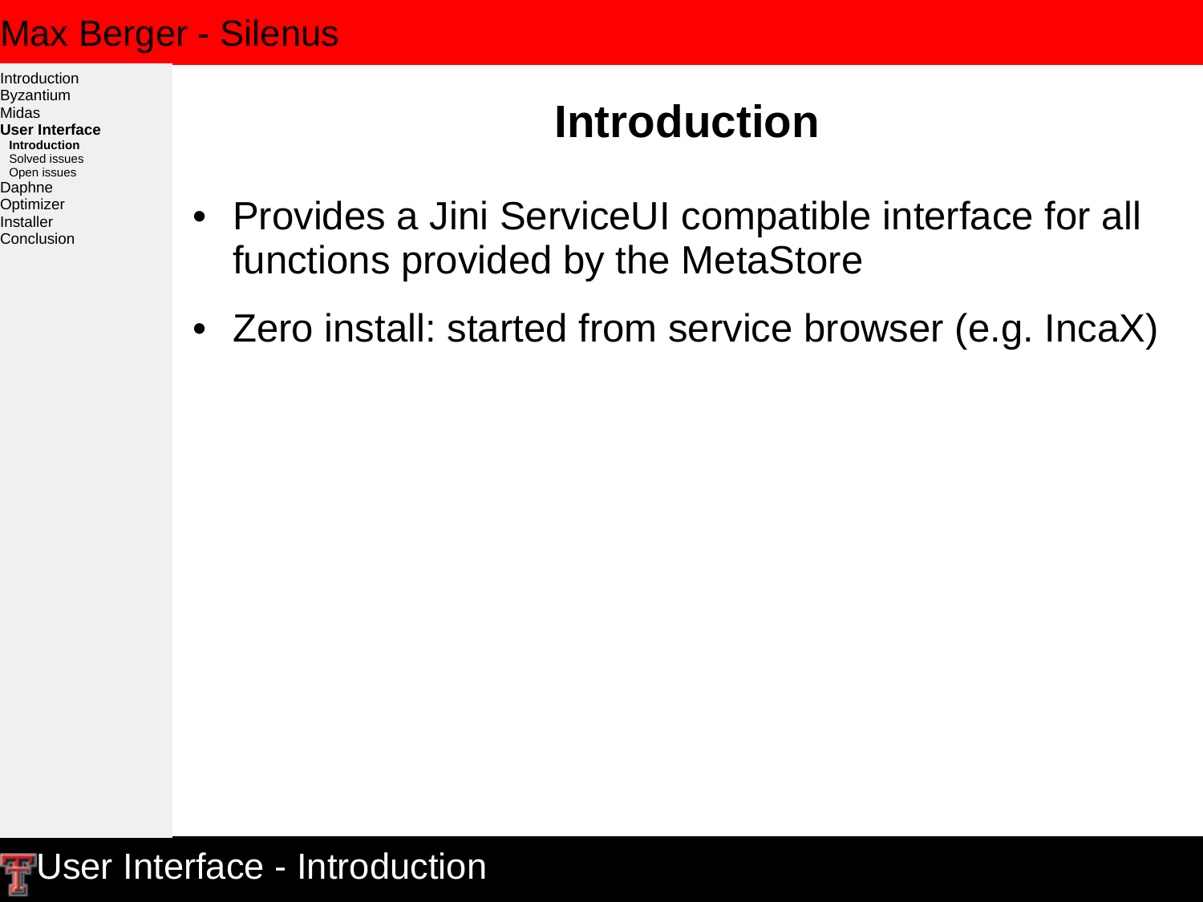# Introduction

- Provides a Jini ServiceUI compatible interface for all functions provided by the MetaStore
- Zero install: started from service browser (e.g. IncaX)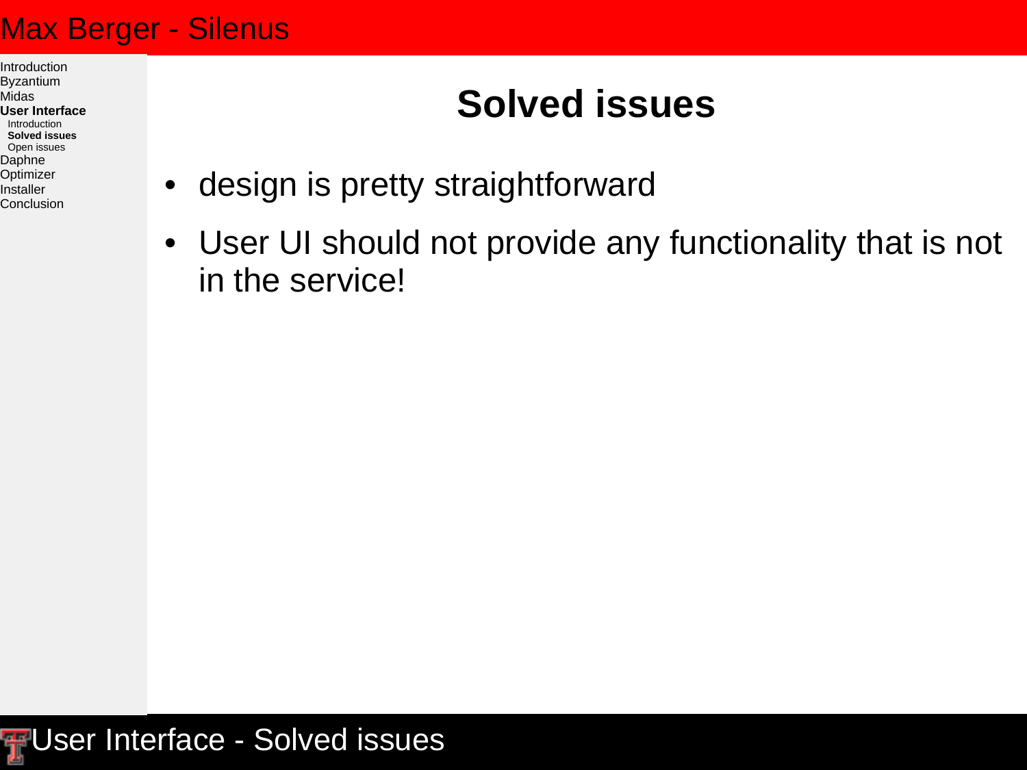# Solved issues

- design is pretty straightforward
- User UI should not provide any functionality that is not in the service!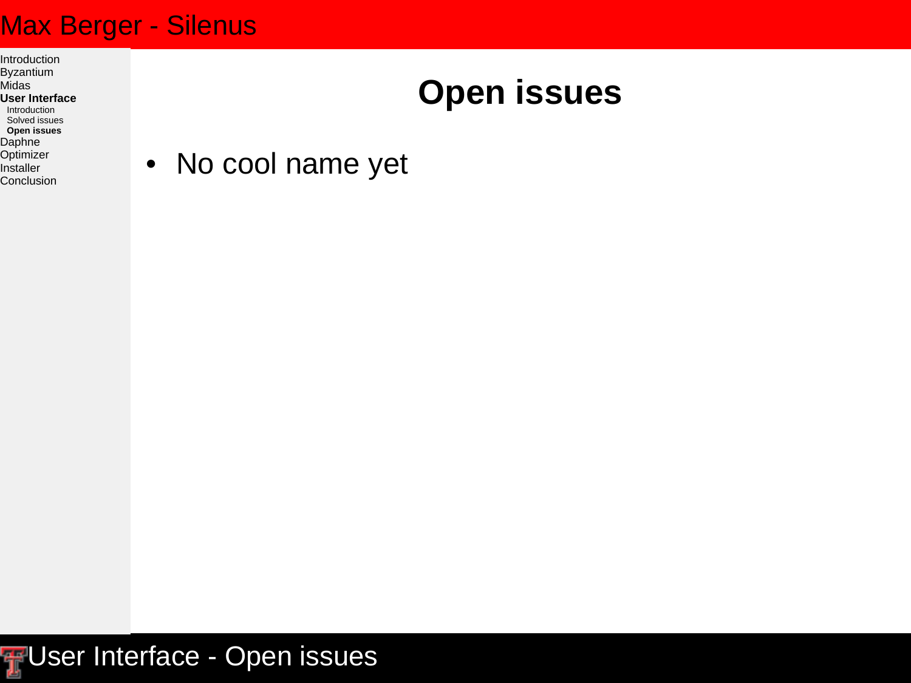# Open issues

- No cool name yet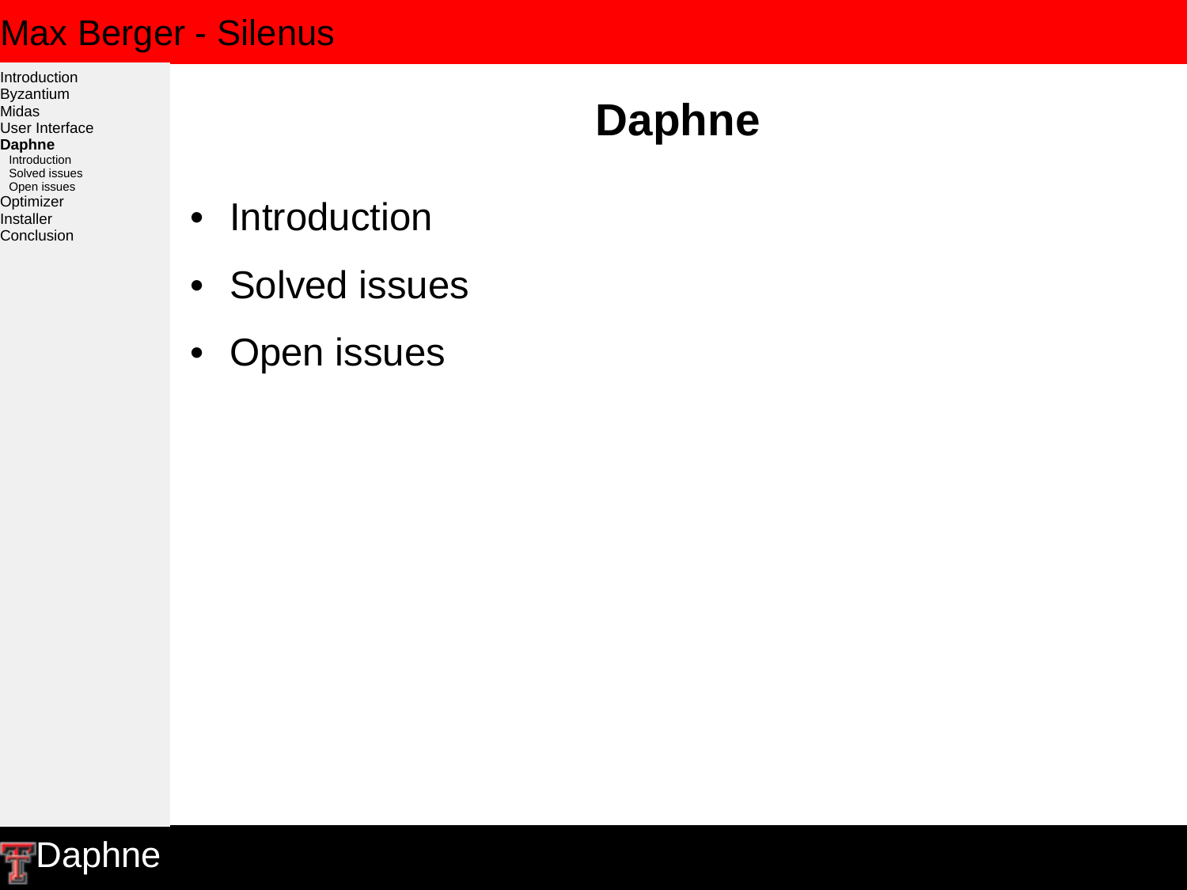# Daphne

- Introduction
- Solved issues
- Open issues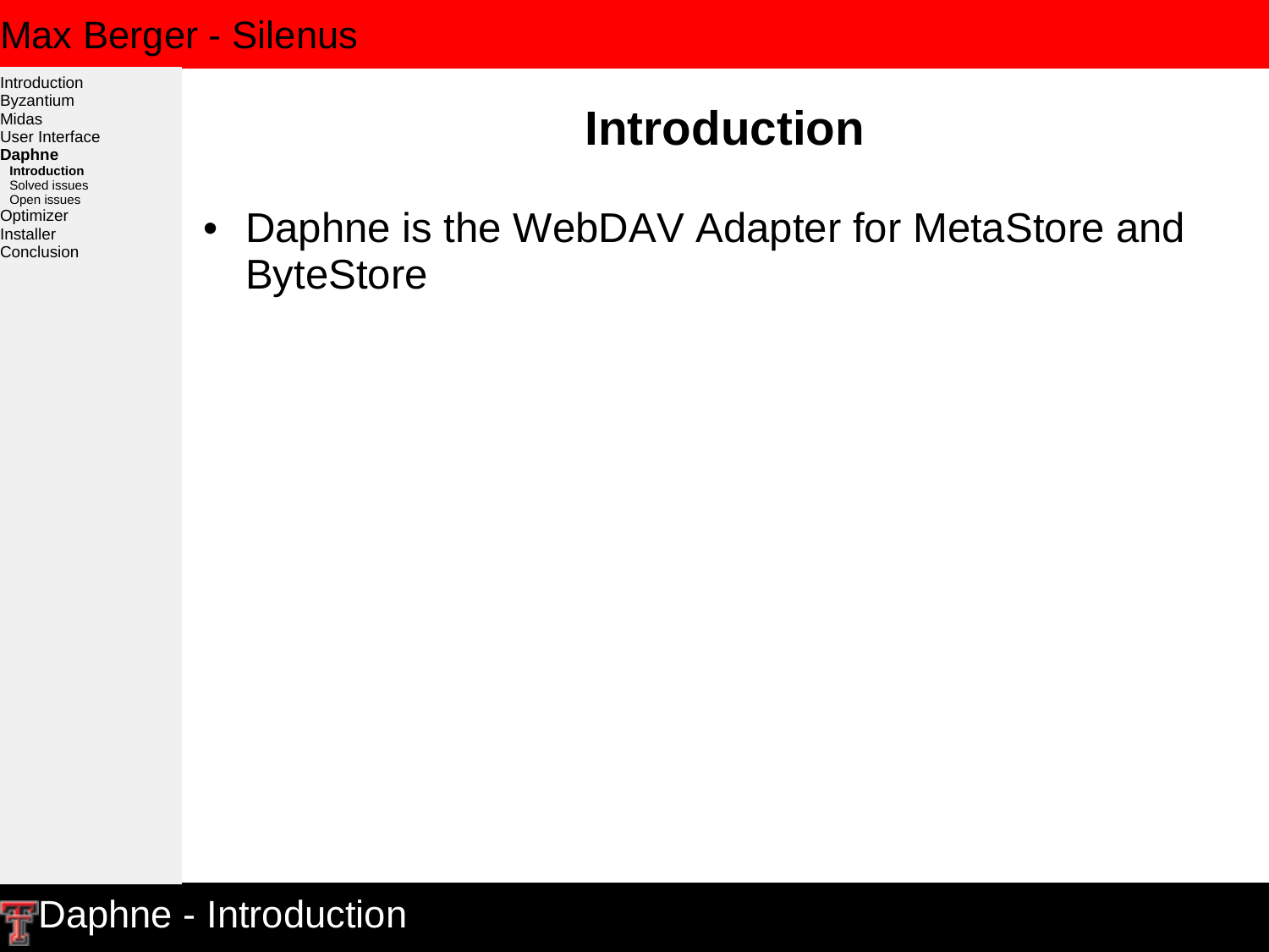# Introduction

- Daphne is the WebDAV Adapter for MetaStore and ByteStore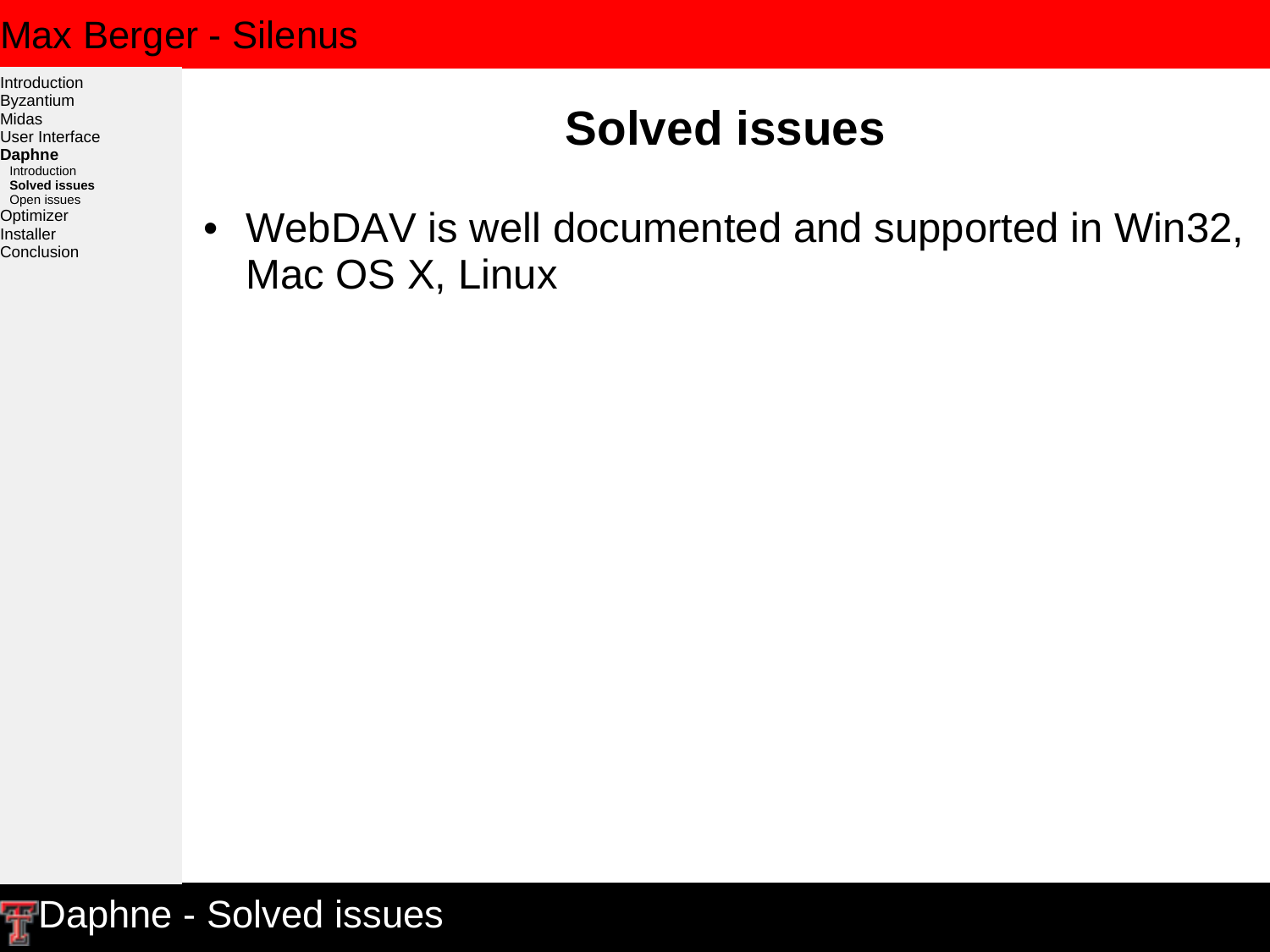# Solved issues

- WebDAV is well documented and supported in Win32, Mac OS X, Linux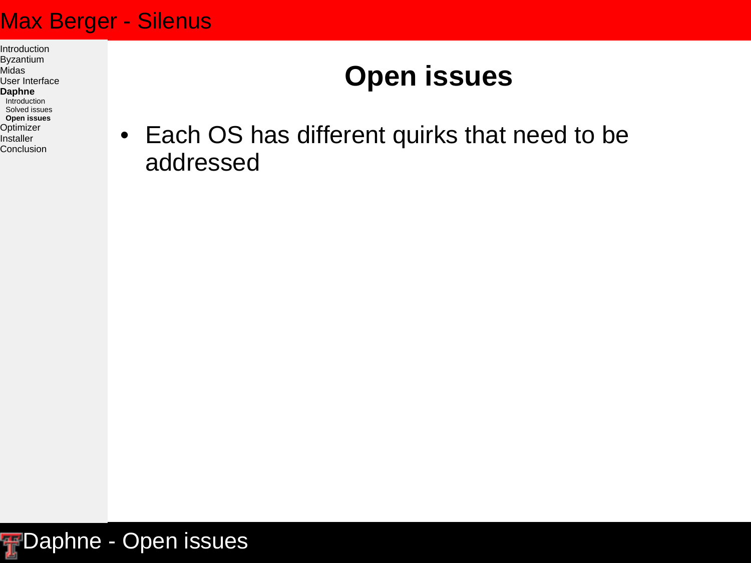# Open issues

- Each OS has different quirks that need to be addressed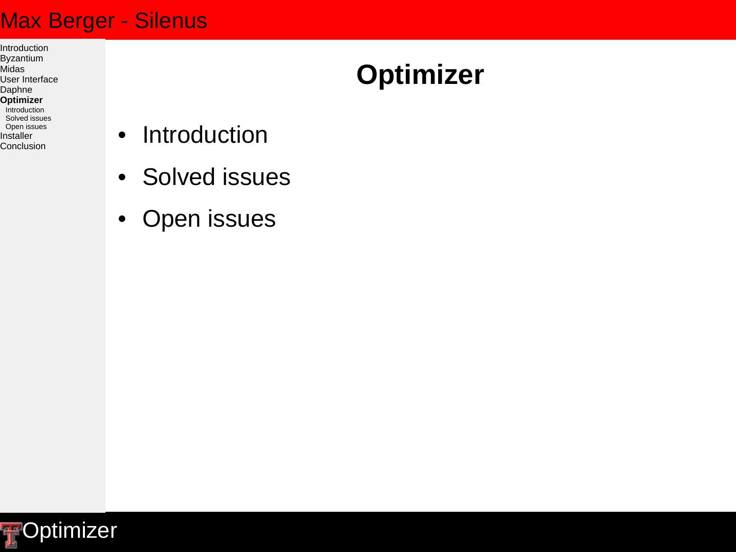# Optimizer

- Introduction
- Solved issues
- Open issues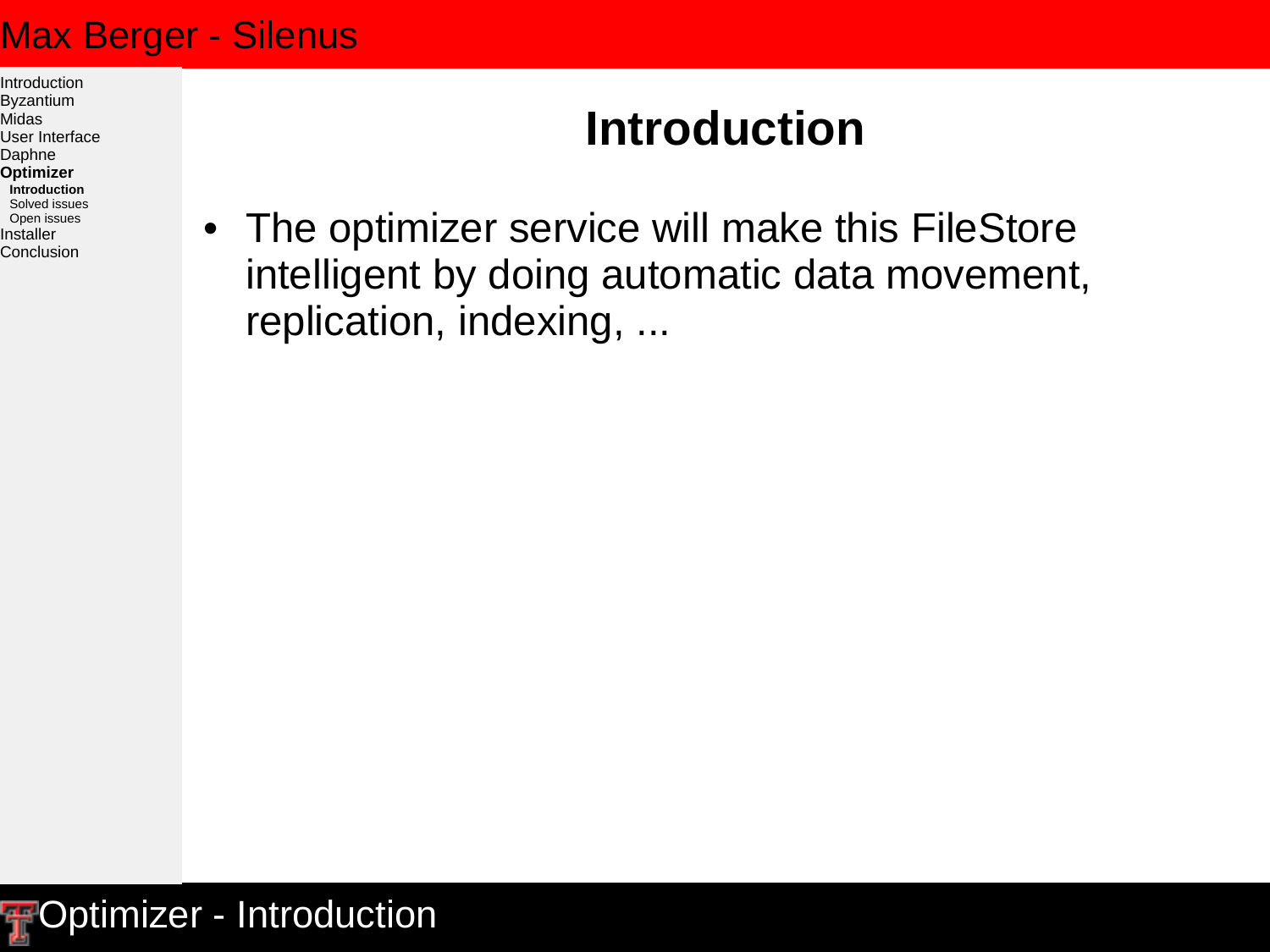# Introduction

- The optimizer service will make this FileStore intelligent by doing automatic data movement, replication, indexing, ...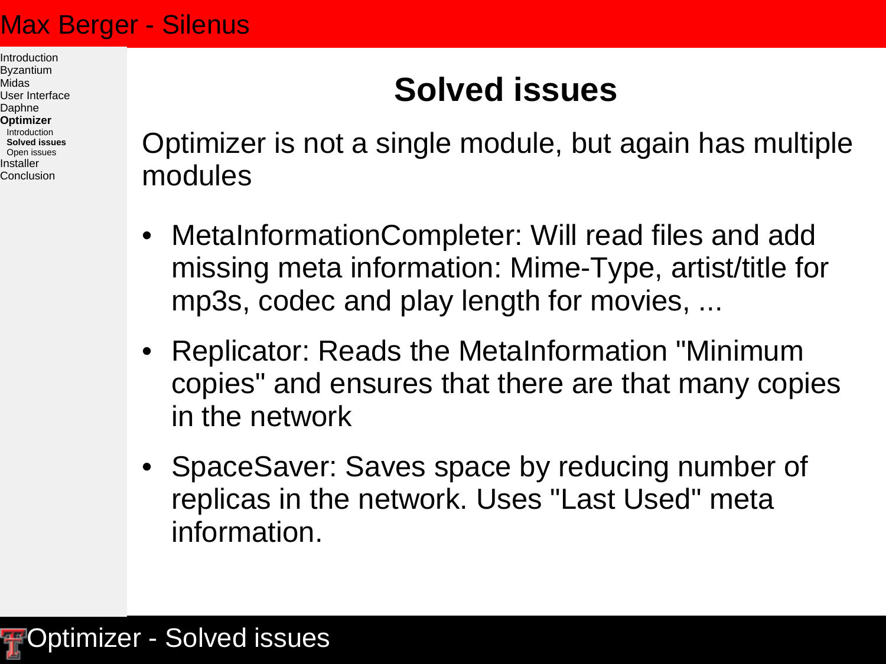# Solved issues

Optimizer is not a single module, but again has multiple modules

- MetaInformationCompleter: Will read files and add missing meta information: Mime-Type, artist/title for mp3s, codec and play length for movies, ...
- Replicator: Reads the MetaInformation "Minimum copies" and ensures that there are that many copies in the network
- SpaceSaver: Saves space by reducing number of replicas in the network. Uses "Last Used" meta information.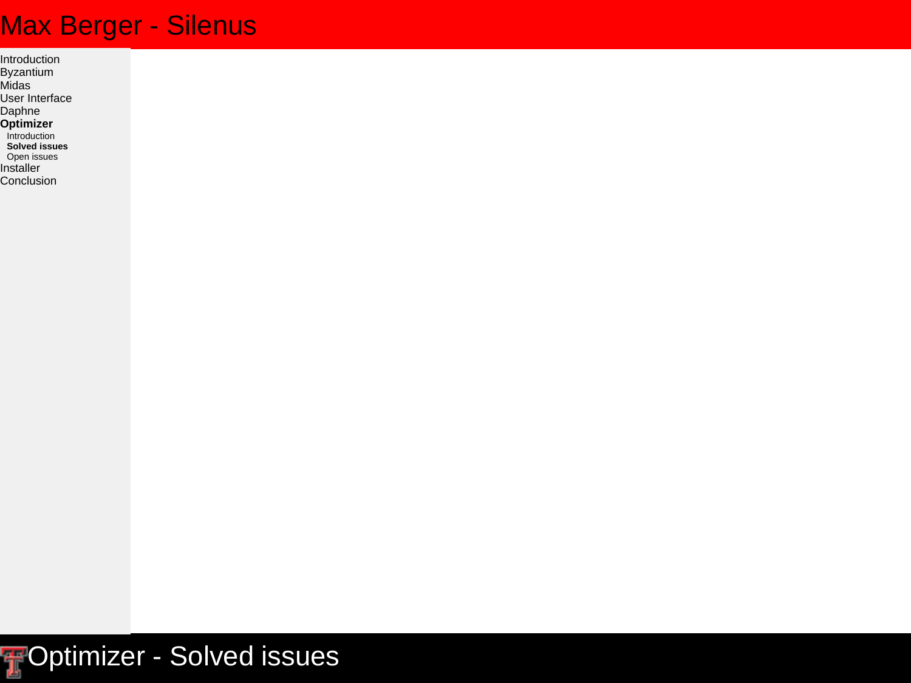# Max Berger - Silenus

- Introduction
- Byzantium
- Midas
- User Interface
- Daphne
- **Optimizer**
  - Introduction
  - **Solved issues**
  - Open issues
- Installer
- Conclusion

## Optimizer - Solved issues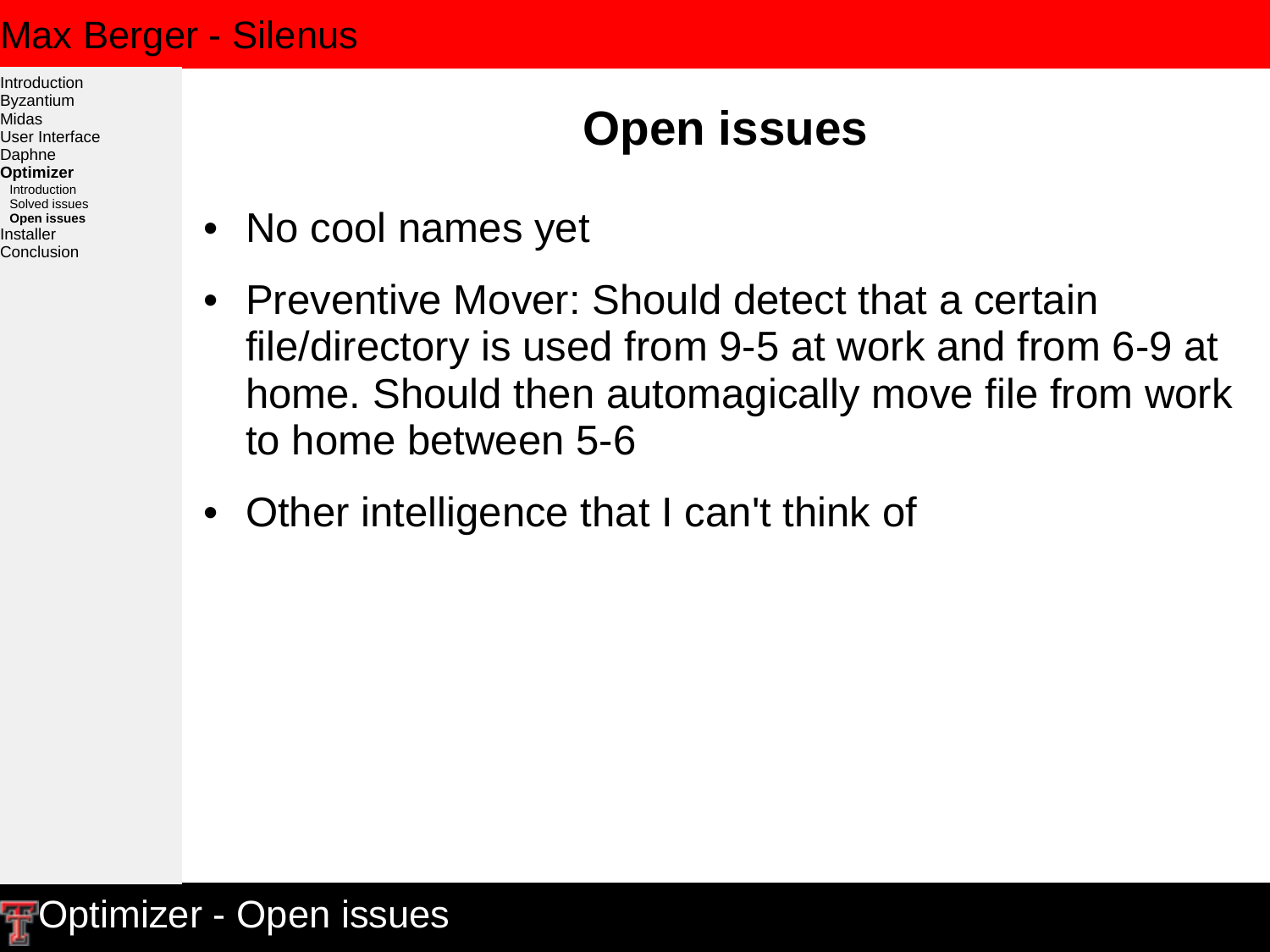# Open issues

- No cool names yet
- Preventive Mover: Should detect that a certain file/directory is used from 9-5 at work and from 6-9 at home. Should then automagically move file from work to home between 5-6
- Other intelligence that I can't think of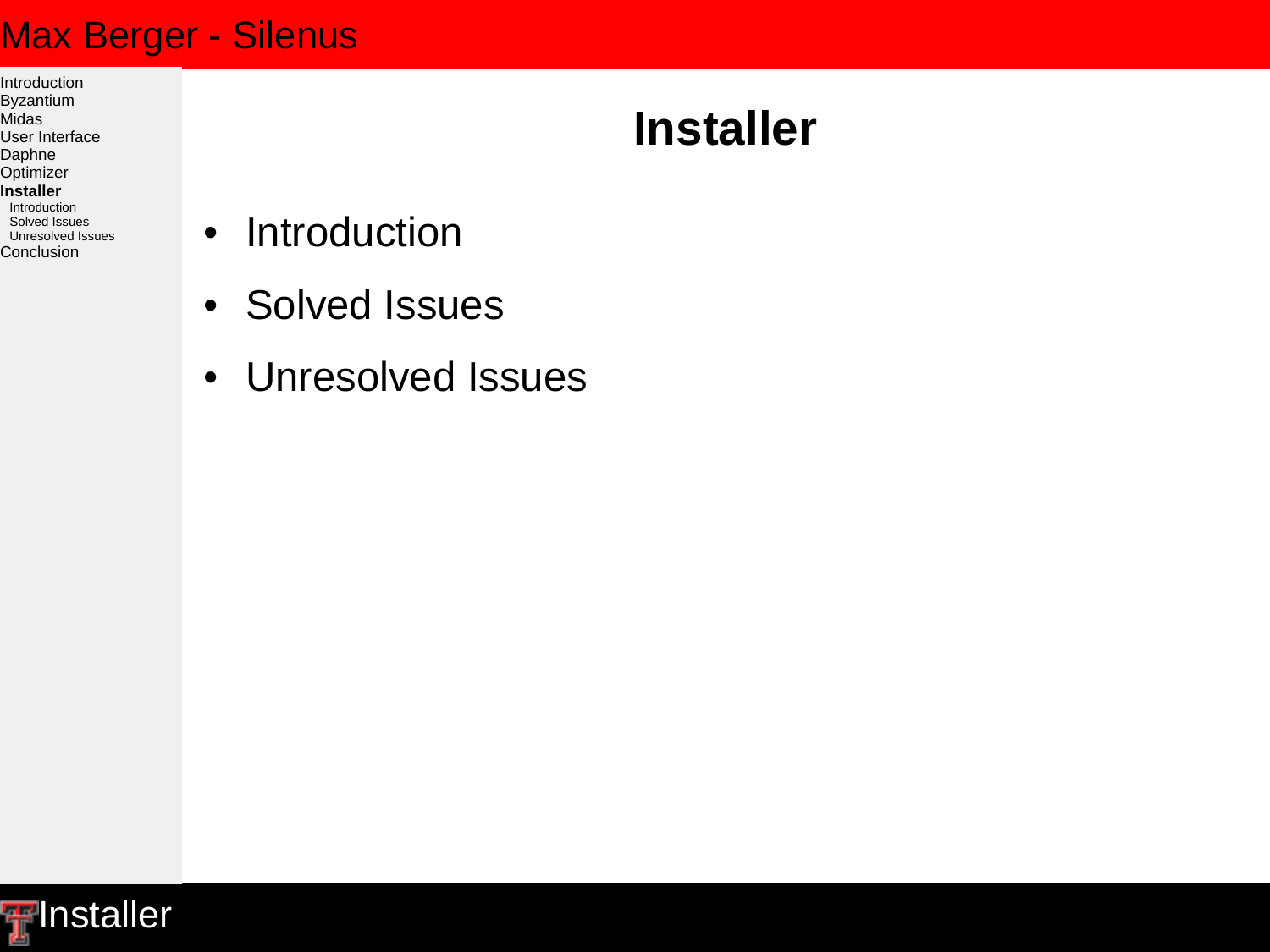# Installer

- Introduction
- Solved Issues
- Unresolved Issues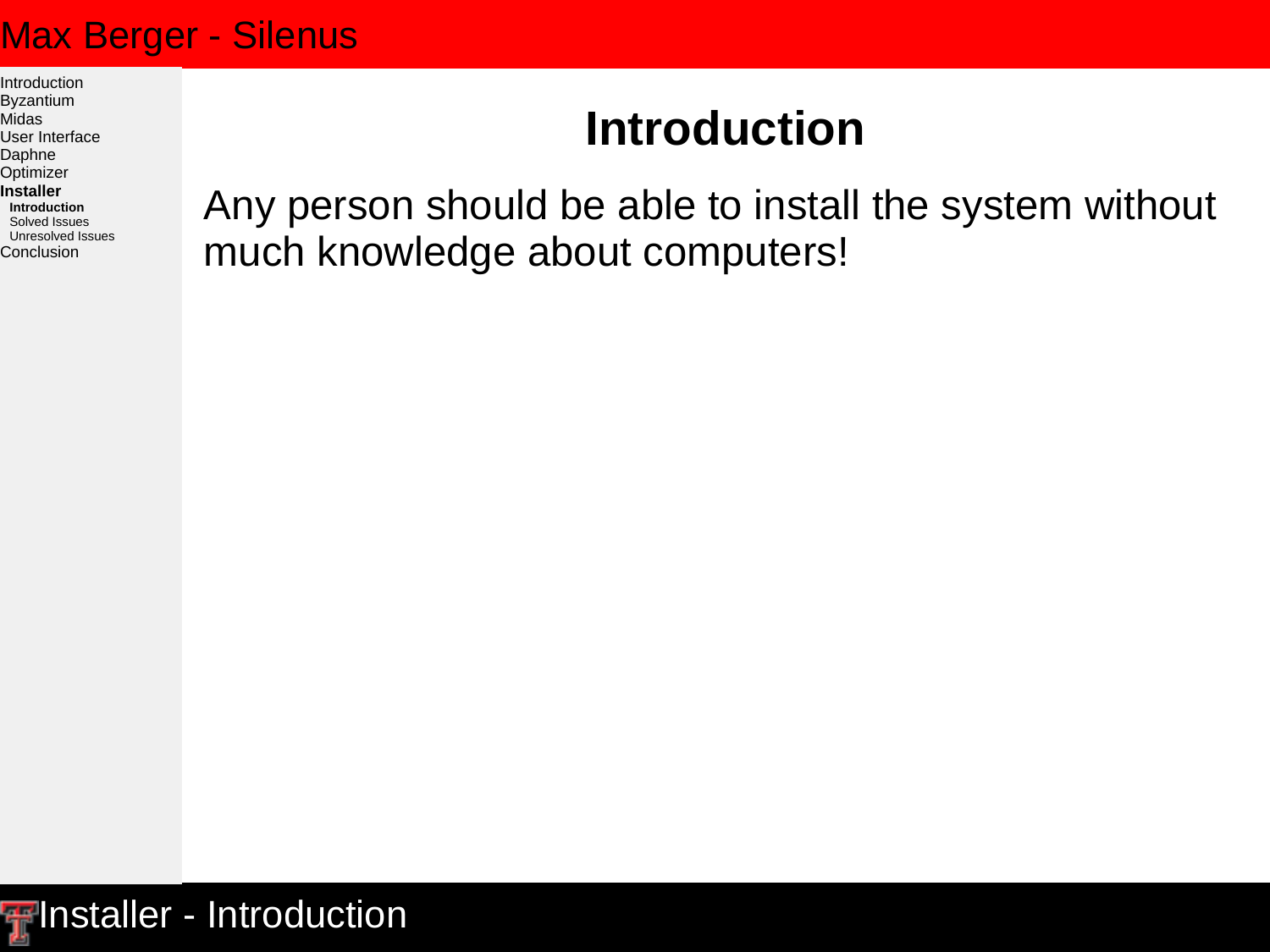# Introduction

Any person should be able to install the system without much knowledge about computers!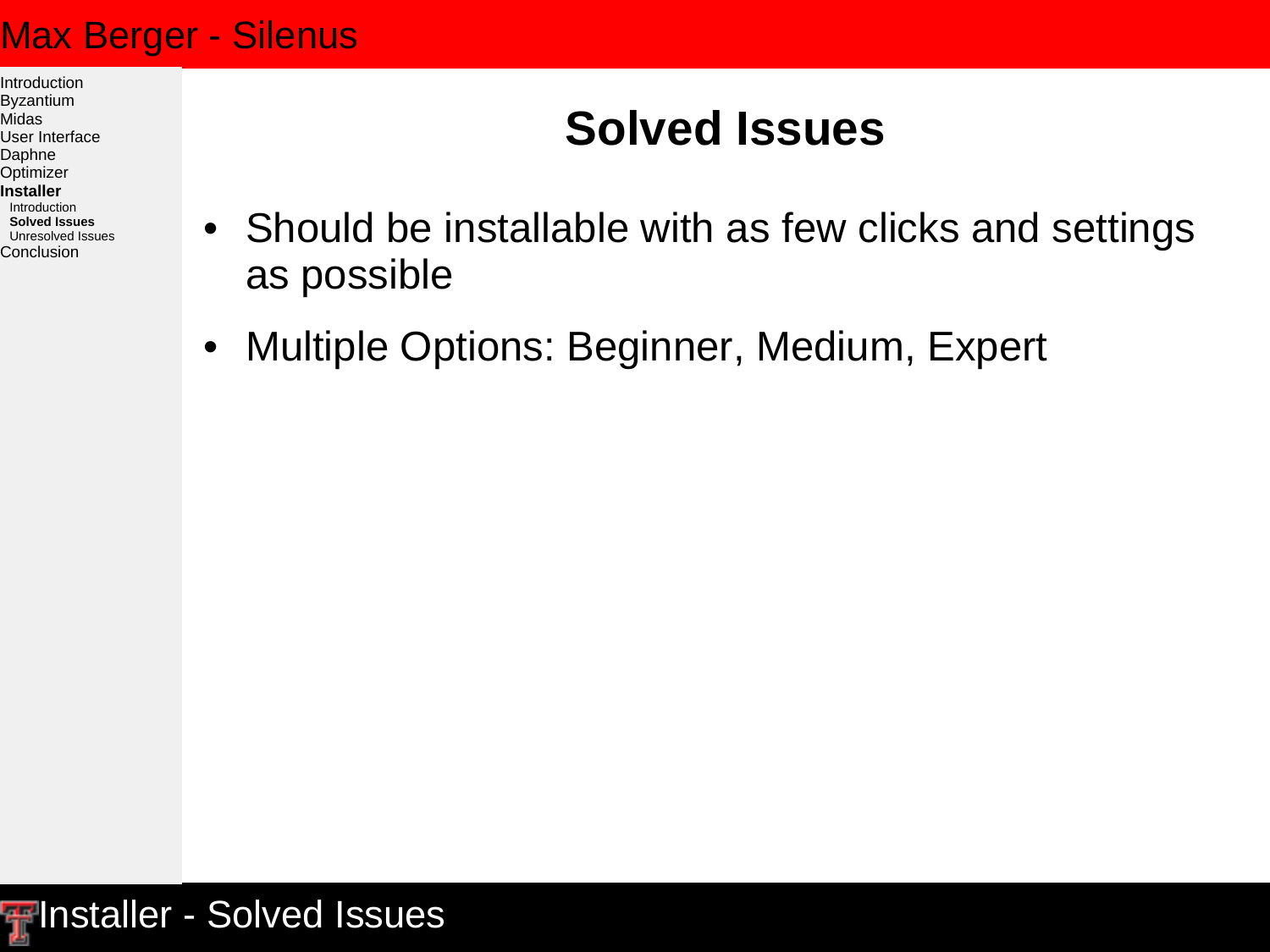# Solved Issues

- Should be installable with as few clicks and settings as possible
- Multiple Options: Beginner, Medium, Expert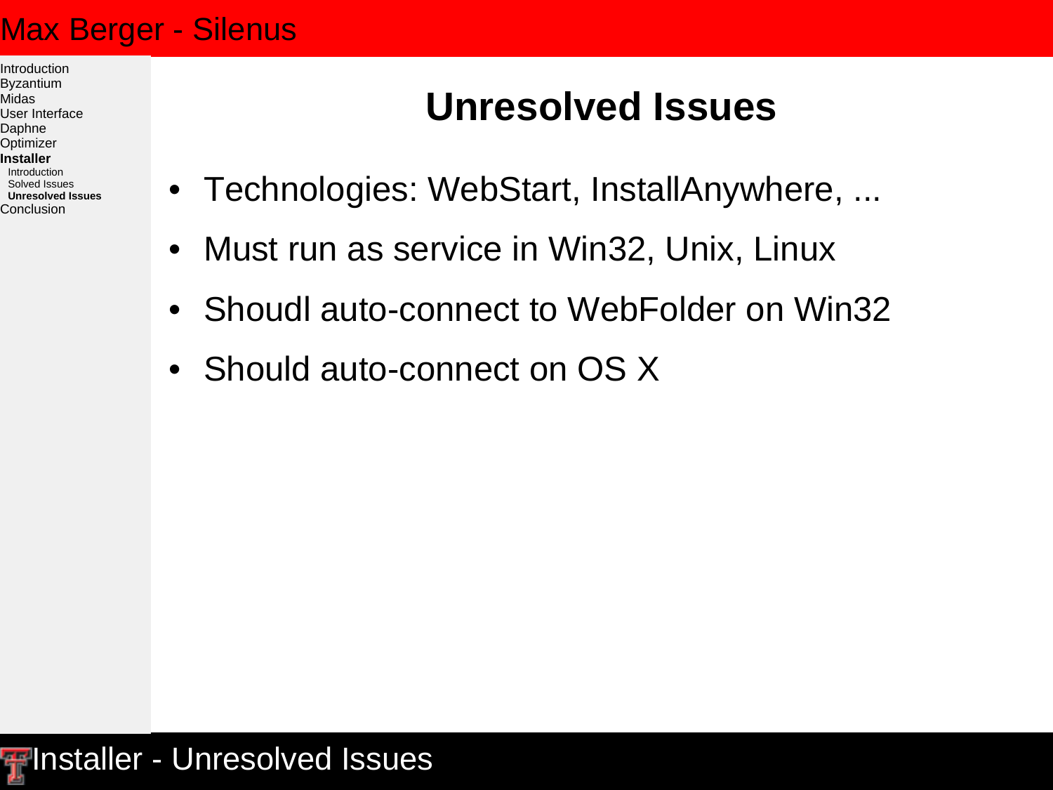# Unresolved Issues

- Technologies: WebStart, InstallAnywhere, ...
- Must run as service in Win32, Unix, Linux
- Shoudl auto-connect to WebFolder on Win32
- Should auto-connect on OS X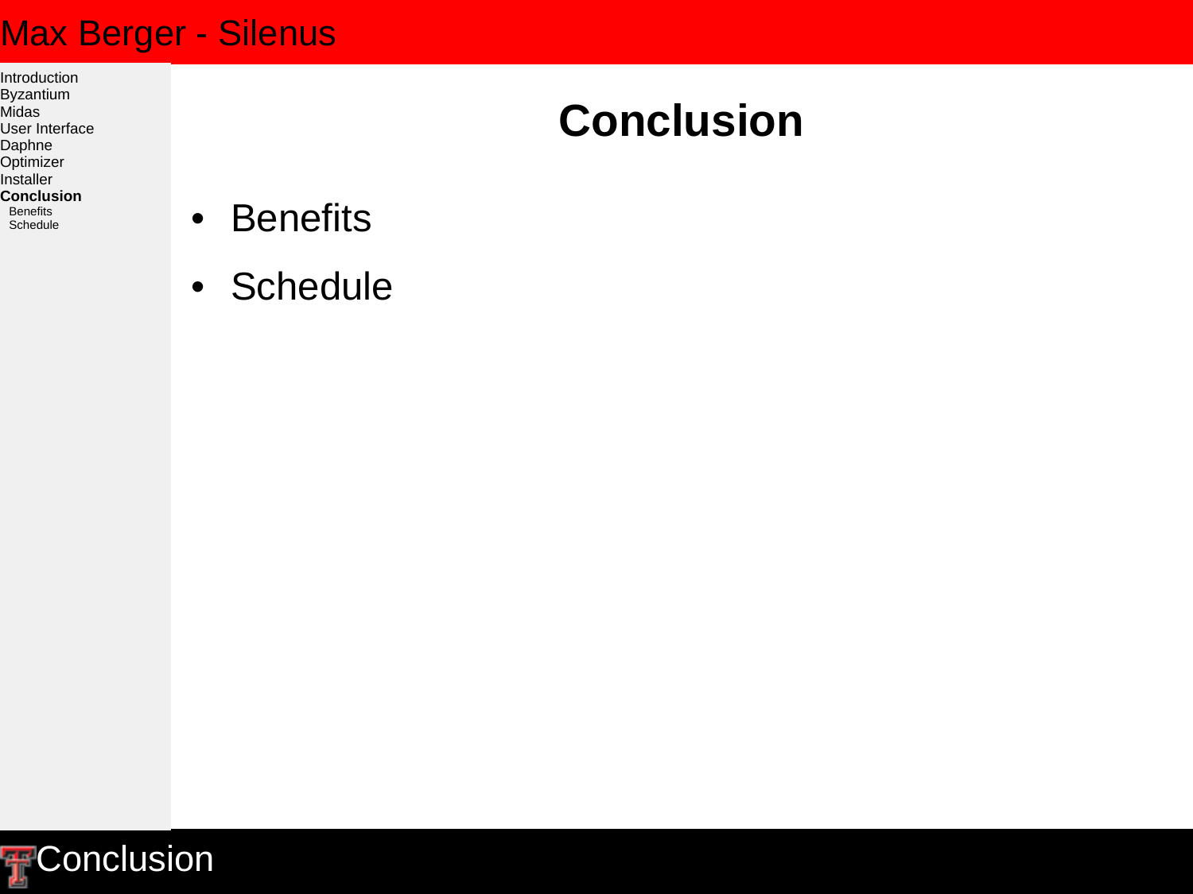# Conclusion

- Benefits
- Schedule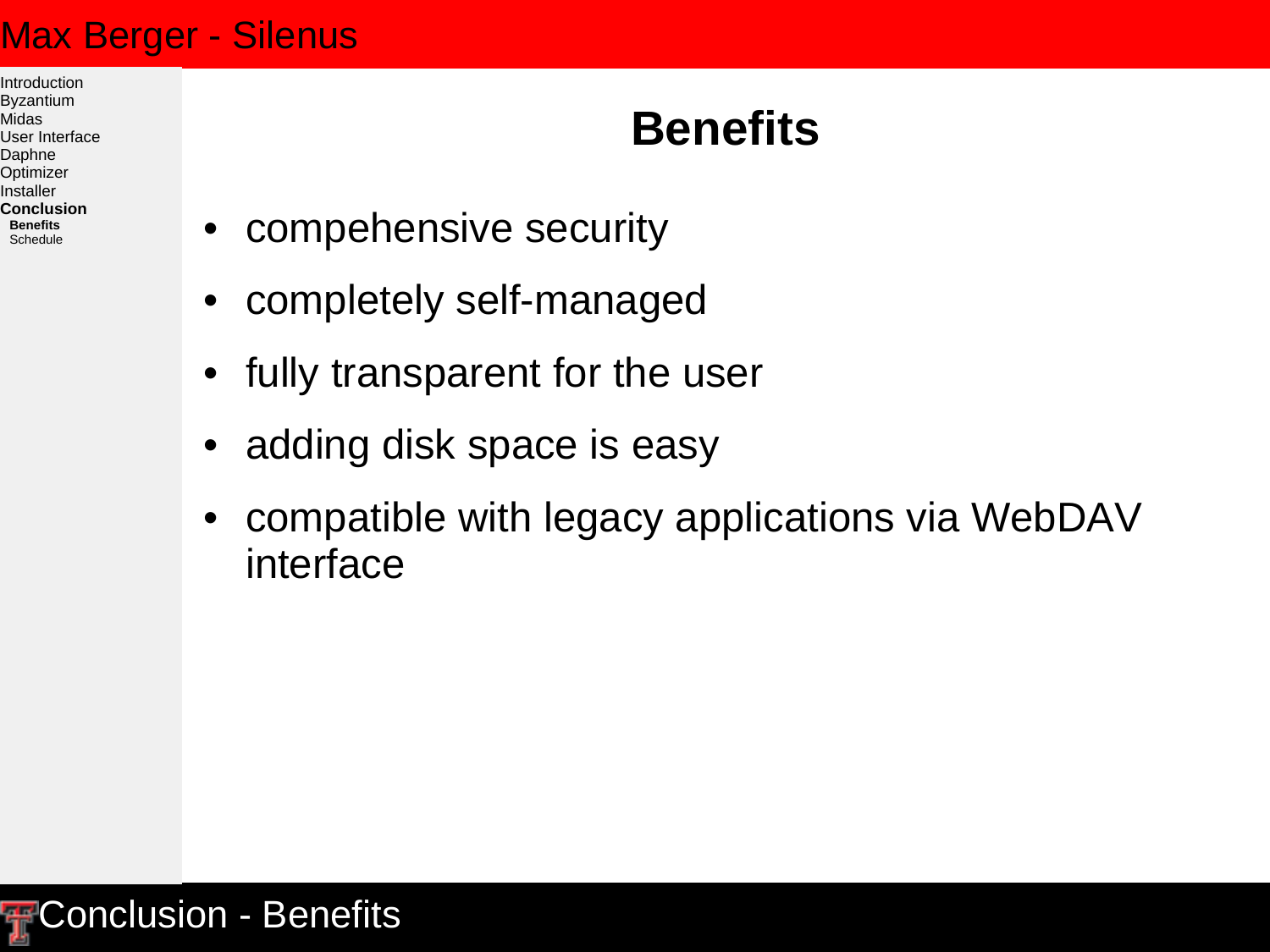## Benefits

- compehensive security
- completely self-managed
- fully transparent for the user
- adding disk space is easy
- compatible with legacy applications via WebDAV interface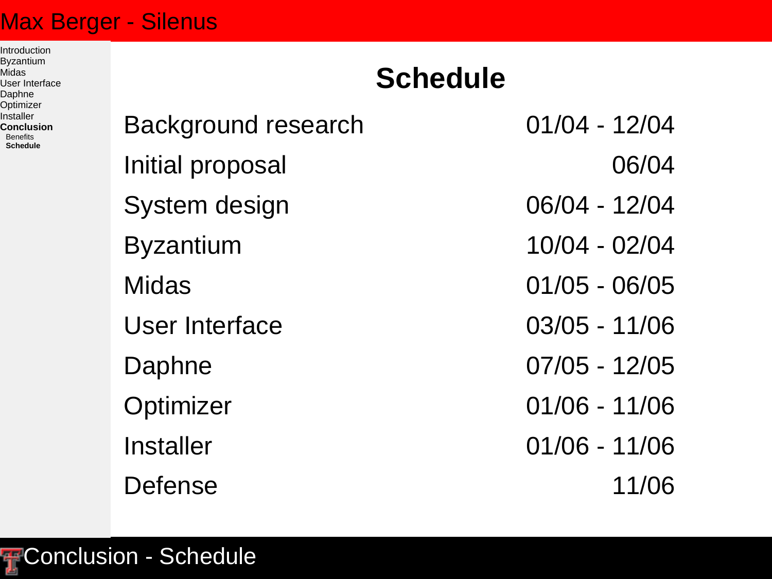# Schedule

| | |
|---|---|
| Background research | 01/04 - 12/04 |
| Initial proposal | 06/04 |
| System design | 06/04 - 12/04 |
| Byzantium | 10/04 - 02/04 |
| Midas | 01/05 - 06/05 |
| User Interface | 03/05 - 11/06 |
| Daphne | 07/05 - 12/05 |
| Optimizer | 01/06 - 11/06 |
| Installer | 01/06 - 11/06 |
| Defense | 11/06 |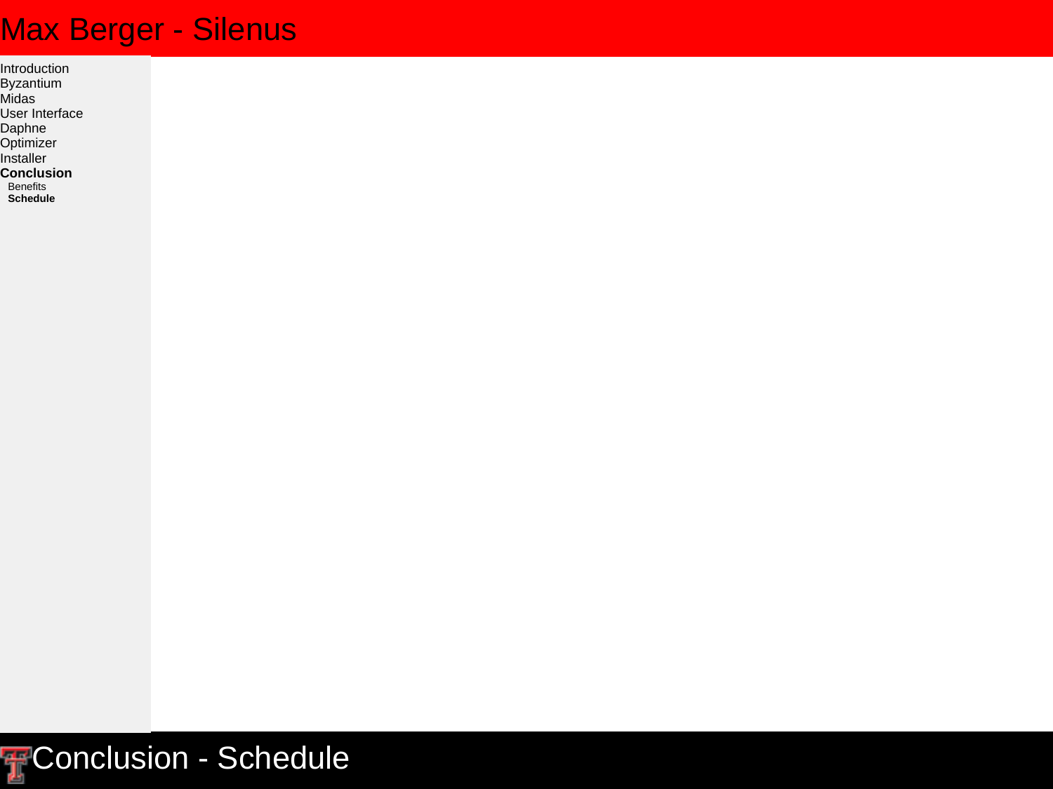# Max Berger - Silenus

- Introduction
- Byzantium
- Midas
- User Interface
- Daphne
- Optimizer
- Installer
- **Conclusion**
  - Benefits
  - **Schedule**

## Conclusion - Schedule